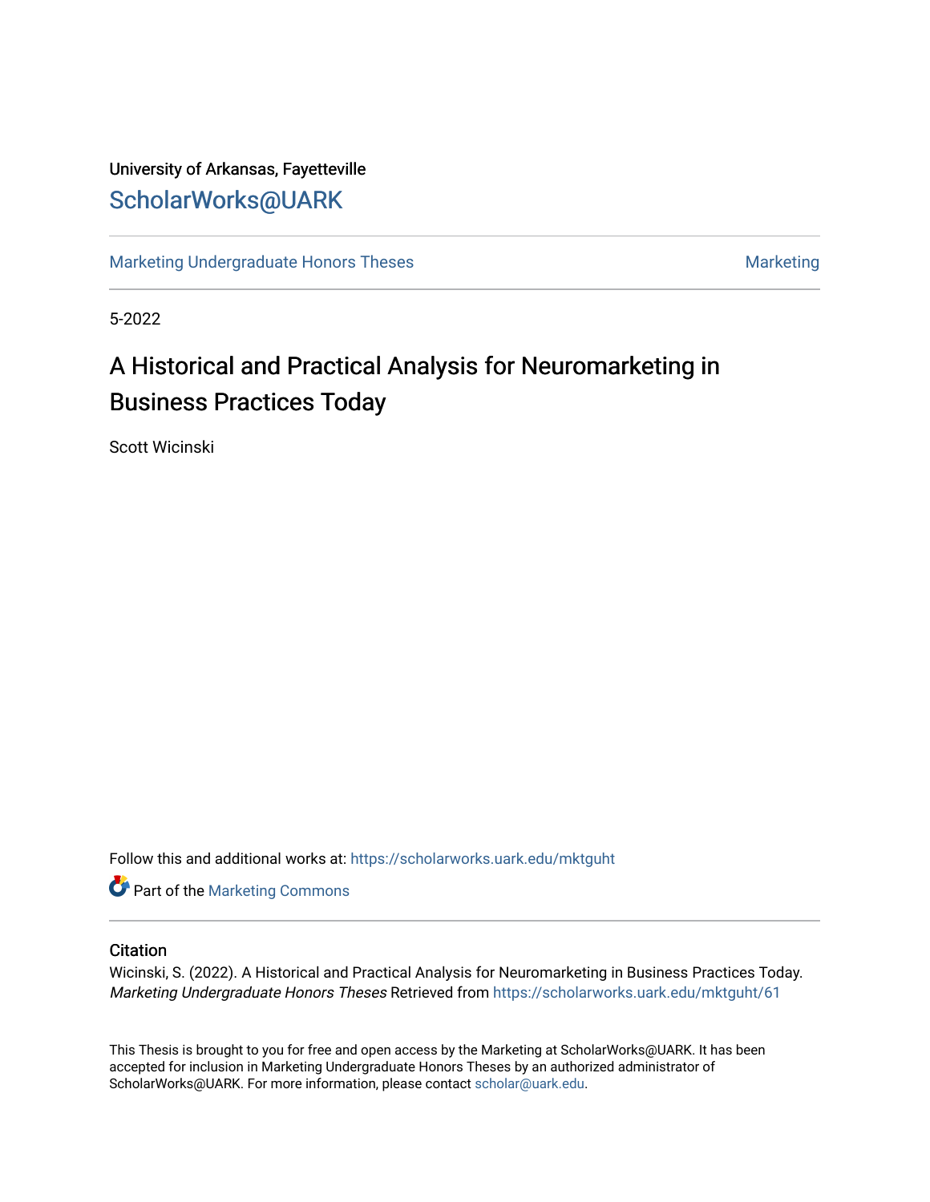University of Arkansas, Fayetteville

ScholarWorks@UARK

Marketing Undergraduate Honors Theses

Marketing

5-2022

# A Historical and Practical Analysis for Neuromarketing in Business Practices Today

Scott Wicinski

Follow this and additional works at: https://scholarworks.uark.edu/mktguht

Part of the Marketing Commons

## Citation

Wicinski, S. (2022). A Historical and Practical Analysis for Neuromarketing in Business Practices Today. *Marketing Undergraduate Honors Theses* Retrieved from https://scholarworks.uark.edu/mktguht/61

This Thesis is brought to you for free and open access by the Marketing at ScholarWorks@UARK. It has been accepted for inclusion in Marketing Undergraduate Honors Theses by an authorized administrator of ScholarWorks@UARK. For more information, please contact scholar@uark.edu.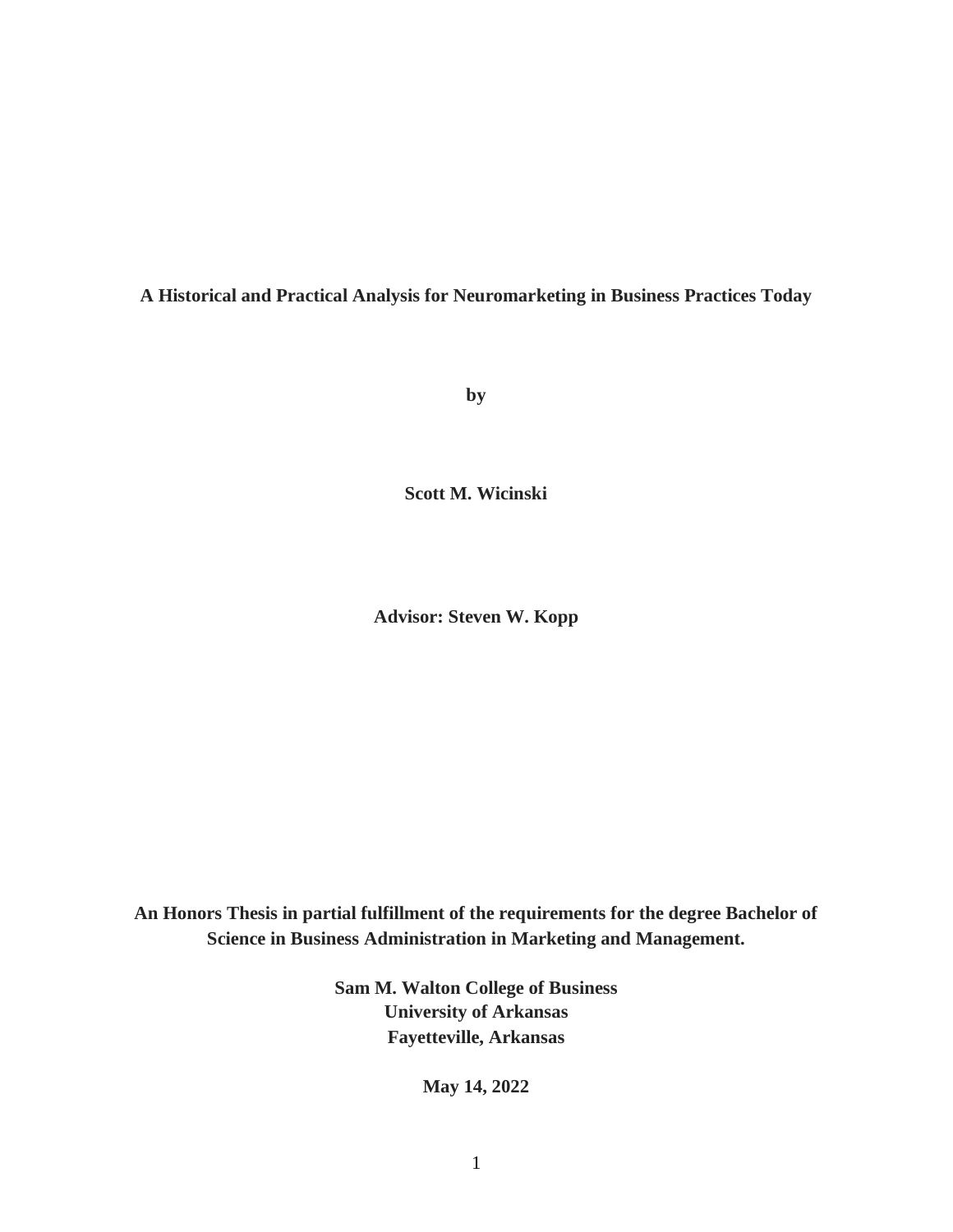**A Historical and Practical Analysis for Neuromarketing in Business Practices Today**

**by**

**Scott M. Wicinski**

**Advisor: Steven W. Kopp**

**An Honors Thesis in partial fulfillment of the requirements for the degree Bachelor of Science in Business Administration in Marketing and Management.**

**Sam M. Walton College of Business**
**University of Arkansas**
**Fayetteville, Arkansas**

**May 14, 2022**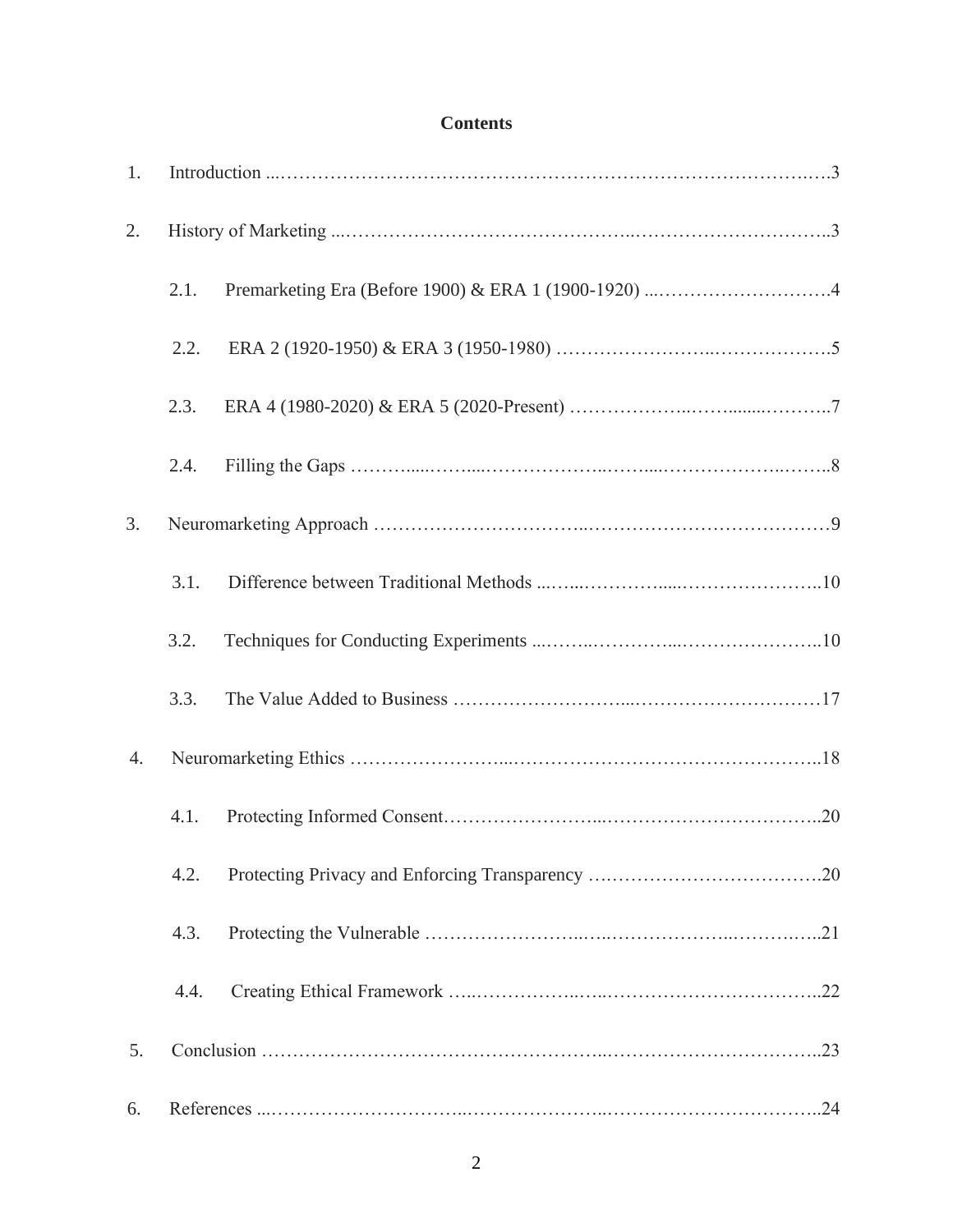**Contents**

1. Introduction ....................................................................................3
2. History of Marketing ...........................................................................3
    - 2.1. Premarketing Era (Before 1900) & ERA 1 (1900-1920) ..............................4
    - 2.2. ERA 2 (1920-1950) & ERA 3 (1950-1980) ............................................5
    - 2.3. ERA 4 (1980-2020) & ERA 5 (2020-Present) .........................................7
    - 2.4. Filling the Gaps ...........................................................................8
3. Neuromarketing Approach ......................................................................9
    - 3.1. Difference between Traditional Methods ..............................................10
    - 3.2. Techniques for Conducting Experiments ..............................................10
    - 3.3. The Value Added to Business ...........................................................17
4. Neuromarketing Ethics ..........................................................................18
    - 4.1. Protecting Informed Consent.............................................................20
    - 4.2. Protecting Privacy and Enforcing Transparency ......................................20
    - 4.3. Protecting the Vulnerable ................................................................21
    - 4.4. Creating Ethical Framework .............................................................22
5. Conclusion ........................................................................................23
6. References .........................................................................................24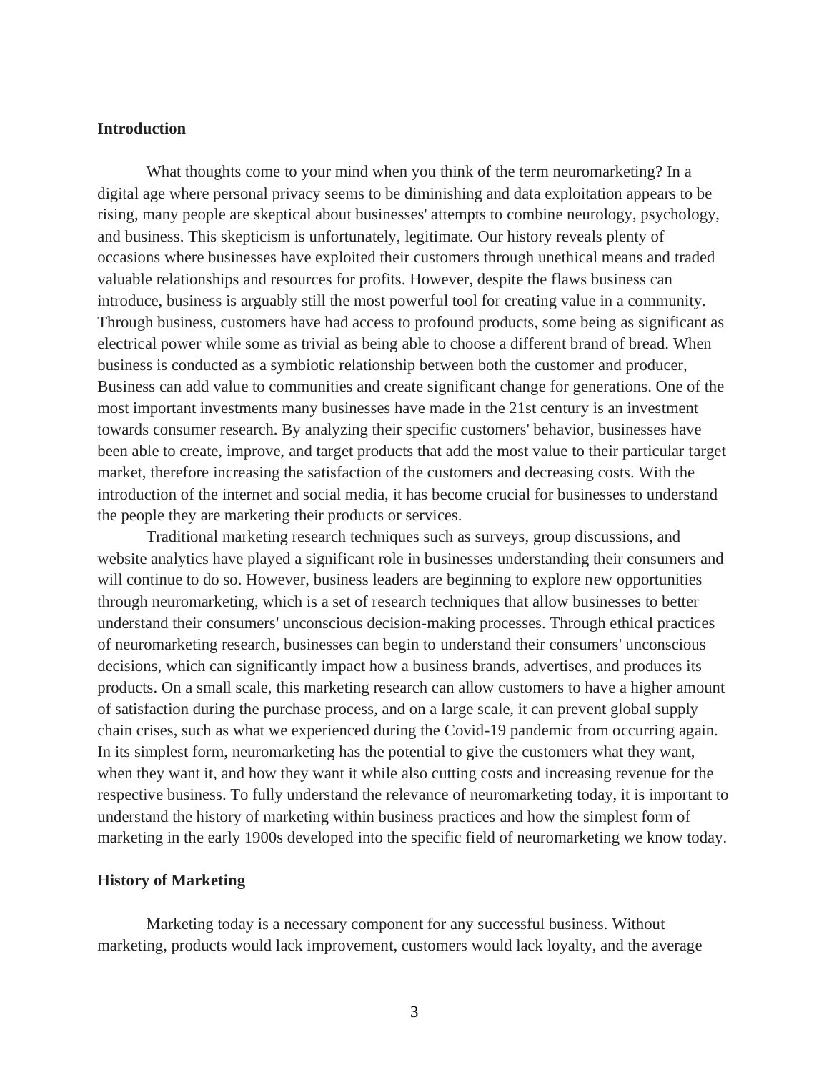**Introduction**

What thoughts come to your mind when you think of the term neuromarketing? In a digital age where personal privacy seems to be diminishing and data exploitation appears to be rising, many people are skeptical about businesses' attempts to combine neurology, psychology, and business. This skepticism is unfortunately, legitimate. Our history reveals plenty of occasions where businesses have exploited their customers through unethical means and traded valuable relationships and resources for profits. However, despite the flaws business can introduce, business is arguably still the most powerful tool for creating value in a community. Through business, customers have had access to profound products, some being as significant as electrical power while some as trivial as being able to choose a different brand of bread. When business is conducted as a symbiotic relationship between both the customer and producer, Business can add value to communities and create significant change for generations. One of the most important investments many businesses have made in the 21st century is an investment towards consumer research. By analyzing their specific customers' behavior, businesses have been able to create, improve, and target products that add the most value to their particular target market, therefore increasing the satisfaction of the customers and decreasing costs. With the introduction of the internet and social media, it has become crucial for businesses to understand the people they are marketing their products or services.

Traditional marketing research techniques such as surveys, group discussions, and website analytics have played a significant role in businesses understanding their consumers and will continue to do so. However, business leaders are beginning to explore new opportunities through neuromarketing, which is a set of research techniques that allow businesses to better understand their consumers' unconscious decision-making processes. Through ethical practices of neuromarketing research, businesses can begin to understand their consumers' unconscious decisions, which can significantly impact how a business brands, advertises, and produces its products. On a small scale, this marketing research can allow customers to have a higher amount of satisfaction during the purchase process, and on a large scale, it can prevent global supply chain crises, such as what we experienced during the Covid-19 pandemic from occurring again. In its simplest form, neuromarketing has the potential to give the customers what they want, when they want it, and how they want it while also cutting costs and increasing revenue for the respective business. To fully understand the relevance of neuromarketing today, it is important to understand the history of marketing within business practices and how the simplest form of marketing in the early 1900s developed into the specific field of neuromarketing we know today.

**History of Marketing**

Marketing today is a necessary component for any successful business. Without marketing, products would lack improvement, customers would lack loyalty, and the average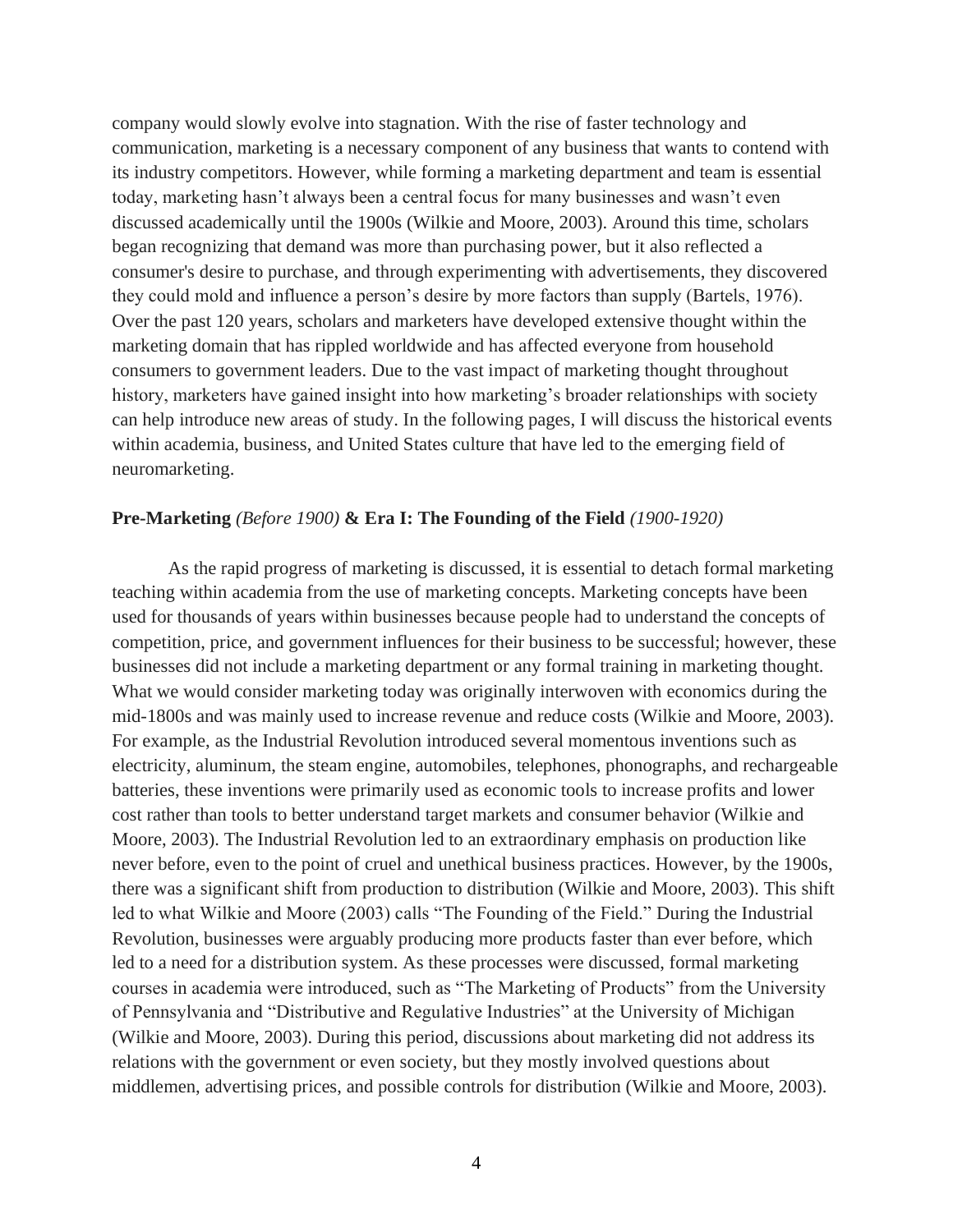company would slowly evolve into stagnation. With the rise of faster technology and communication, marketing is a necessary component of any business that wants to contend with its industry competitors. However, while forming a marketing department and team is essential today, marketing hasn't always been a central focus for many businesses and wasn't even discussed academically until the 1900s (Wilkie and Moore, 2003). Around this time, scholars began recognizing that demand was more than purchasing power, but it also reflected a consumer's desire to purchase, and through experimenting with advertisements, they discovered they could mold and influence a person's desire by more factors than supply (Bartels, 1976). Over the past 120 years, scholars and marketers have developed extensive thought within the marketing domain that has rippled worldwide and has affected everyone from household consumers to government leaders. Due to the vast impact of marketing thought throughout history, marketers have gained insight into how marketing's broader relationships with society can help introduce new areas of study. In the following pages, I will discuss the historical events within academia, business, and United States culture that have led to the emerging field of neuromarketing.

### **Pre-Marketing** *(Before 1900)* **& Era I: The Founding of the Field** *(1900-1920)*

As the rapid progress of marketing is discussed, it is essential to detach formal marketing teaching within academia from the use of marketing concepts. Marketing concepts have been used for thousands of years within businesses because people had to understand the concepts of competition, price, and government influences for their business to be successful; however, these businesses did not include a marketing department or any formal training in marketing thought. What we would consider marketing today was originally interwoven with economics during the mid-1800s and was mainly used to increase revenue and reduce costs (Wilkie and Moore, 2003). For example, as the Industrial Revolution introduced several momentous inventions such as electricity, aluminum, the steam engine, automobiles, telephones, phonographs, and rechargeable batteries, these inventions were primarily used as economic tools to increase profits and lower cost rather than tools to better understand target markets and consumer behavior (Wilkie and Moore, 2003). The Industrial Revolution led to an extraordinary emphasis on production like never before, even to the point of cruel and unethical business practices. However, by the 1900s, there was a significant shift from production to distribution (Wilkie and Moore, 2003). This shift led to what Wilkie and Moore (2003) calls "The Founding of the Field." During the Industrial Revolution, businesses were arguably producing more products faster than ever before, which led to a need for a distribution system. As these processes were discussed, formal marketing courses in academia were introduced, such as "The Marketing of Products" from the University of Pennsylvania and "Distributive and Regulative Industries" at the University of Michigan (Wilkie and Moore, 2003). During this period, discussions about marketing did not address its relations with the government or even society, but they mostly involved questions about middlemen, advertising prices, and possible controls for distribution (Wilkie and Moore, 2003).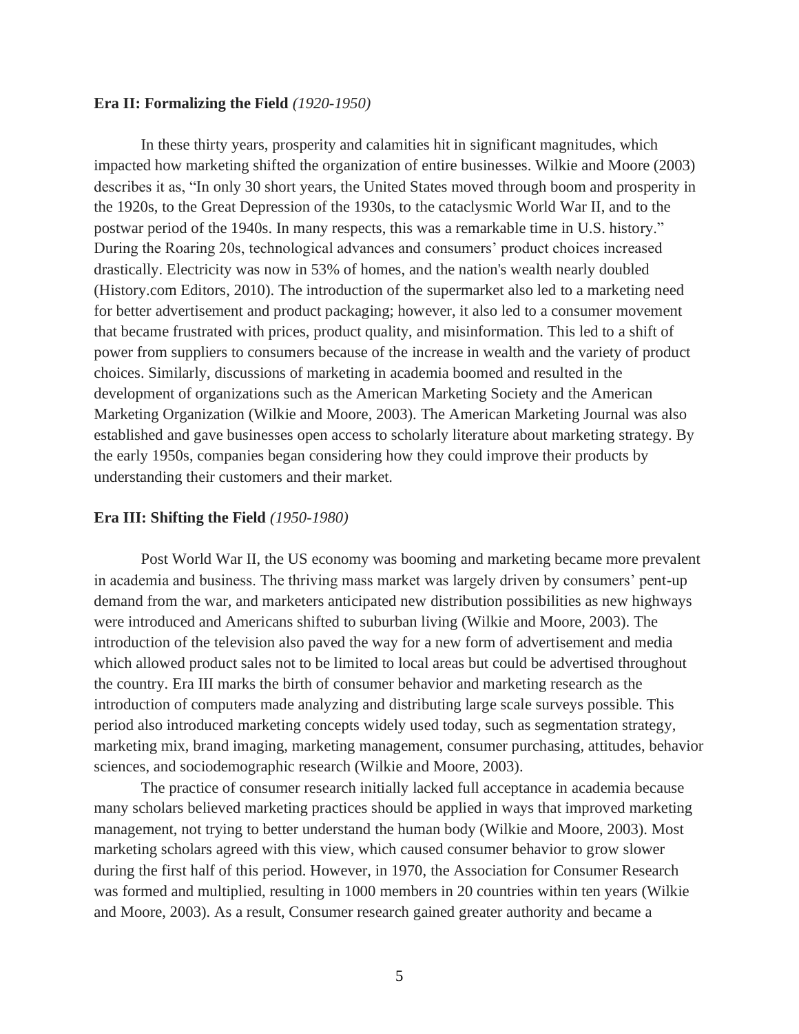**Era II: Formalizing the Field** *(1920-1950)*

In these thirty years, prosperity and calamities hit in significant magnitudes, which impacted how marketing shifted the organization of entire businesses. Wilkie and Moore (2003) describes it as, "In only 30 short years, the United States moved through boom and prosperity in the 1920s, to the Great Depression of the 1930s, to the cataclysmic World War II, and to the postwar period of the 1940s. In many respects, this was a remarkable time in U.S. history." During the Roaring 20s, technological advances and consumers' product choices increased drastically. Electricity was now in 53% of homes, and the nation's wealth nearly doubled (History.com Editors, 2010). The introduction of the supermarket also led to a marketing need for better advertisement and product packaging; however, it also led to a consumer movement that became frustrated with prices, product quality, and misinformation. This led to a shift of power from suppliers to consumers because of the increase in wealth and the variety of product choices. Similarly, discussions of marketing in academia boomed and resulted in the development of organizations such as the American Marketing Society and the American Marketing Organization (Wilkie and Moore, 2003). The American Marketing Journal was also established and gave businesses open access to scholarly literature about marketing strategy. By the early 1950s, companies began considering how they could improve their products by understanding their customers and their market.

**Era III: Shifting the Field** *(1950-1980)*

Post World War II, the US economy was booming and marketing became more prevalent in academia and business. The thriving mass market was largely driven by consumers' pent-up demand from the war, and marketers anticipated new distribution possibilities as new highways were introduced and Americans shifted to suburban living (Wilkie and Moore, 2003). The introduction of the television also paved the way for a new form of advertisement and media which allowed product sales not to be limited to local areas but could be advertised throughout the country. Era III marks the birth of consumer behavior and marketing research as the introduction of computers made analyzing and distributing large scale surveys possible. This period also introduced marketing concepts widely used today, such as segmentation strategy, marketing mix, brand imaging, marketing management, consumer purchasing, attitudes, behavior sciences, and sociodemographic research (Wilkie and Moore, 2003).

The practice of consumer research initially lacked full acceptance in academia because many scholars believed marketing practices should be applied in ways that improved marketing management, not trying to better understand the human body (Wilkie and Moore, 2003). Most marketing scholars agreed with this view, which caused consumer behavior to grow slower during the first half of this period. However, in 1970, the Association for Consumer Research was formed and multiplied, resulting in 1000 members in 20 countries within ten years (Wilkie and Moore, 2003). As a result, Consumer research gained greater authority and became a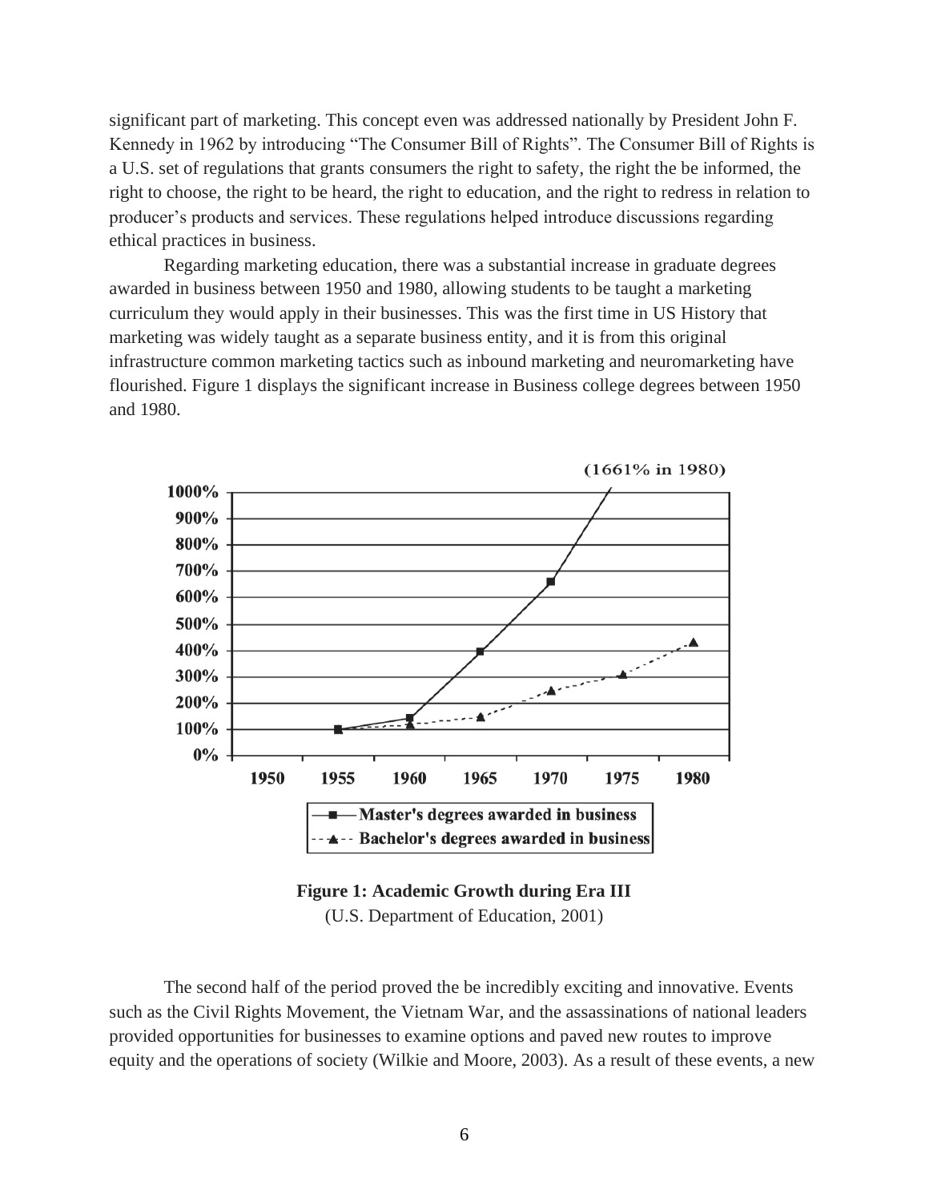significant part of marketing. This concept even was addressed nationally by President John F. Kennedy in 1962 by introducing “The Consumer Bill of Rights”. The Consumer Bill of Rights is a U.S. set of regulations that grants consumers the right to safety, the right the be informed, the right to choose, the right to be heard, the right to education, and the right to redress in relation to producer’s products and services. These regulations helped introduce discussions regarding ethical practices in business.

Regarding marketing education, there was a substantial increase in graduate degrees awarded in business between 1950 and 1980, allowing students to be taught a marketing curriculum they would apply in their businesses. This was the first time in US History that marketing was widely taught as a separate business entity, and it is from this original infrastructure common marketing tactics such as inbound marketing and neuromarketing have flourished. Figure 1 displays the significant increase in Business college degrees between 1950 and 1980.

**Figure 1: Academic Growth during Era III**
(U.S. Department of Education, 2001)

The second half of the period proved the be incredibly exciting and innovative. Events such as the Civil Rights Movement, the Vietnam War, and the assassinations of national leaders provided opportunities for businesses to examine options and paved new routes to improve equity and the operations of society (Wilkie and Moore, 2003). As a result of these events, a new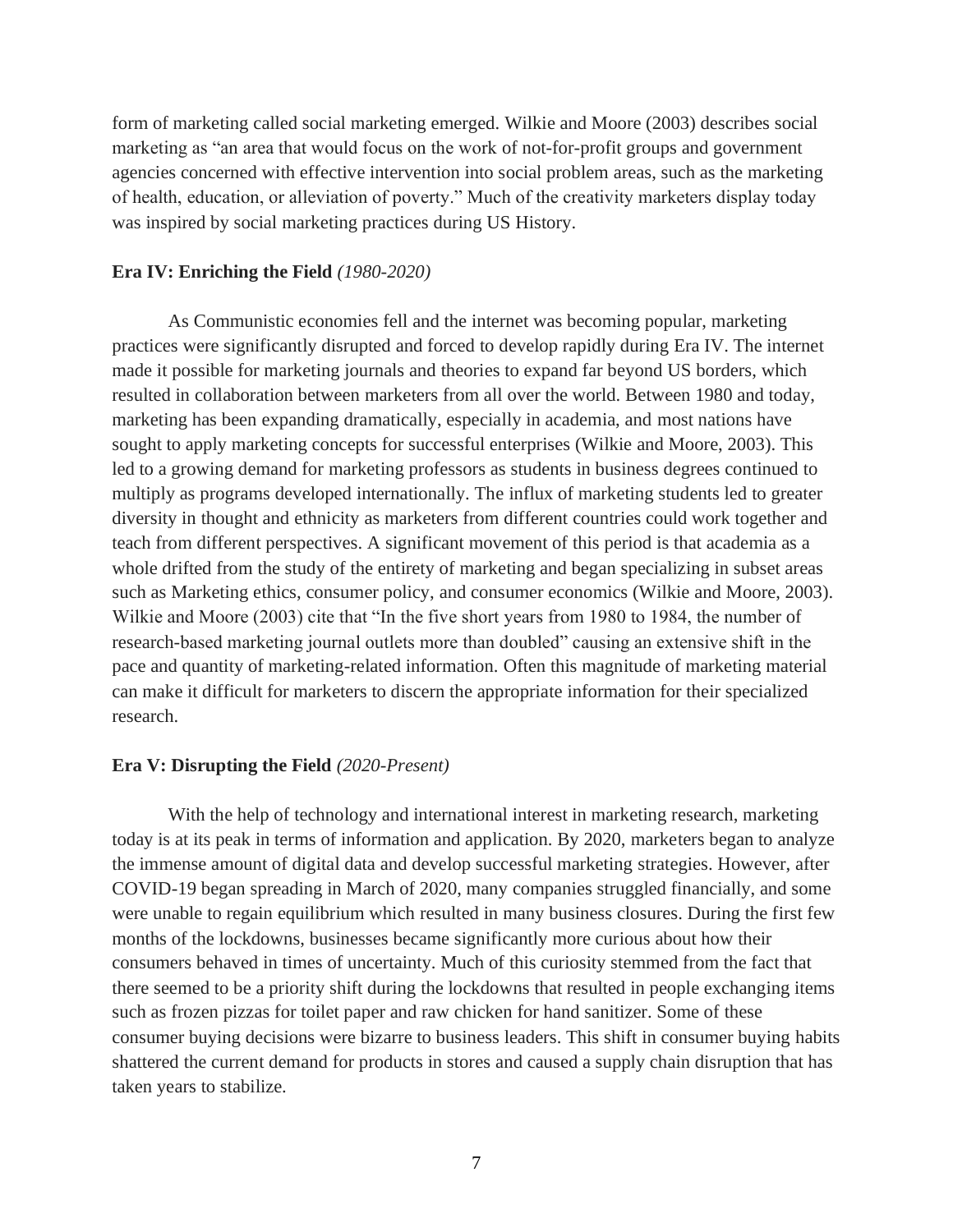form of marketing called social marketing emerged. Wilkie and Moore (2003) describes social marketing as "an area that would focus on the work of not-for-profit groups and government agencies concerned with effective intervention into social problem areas, such as the marketing of health, education, or alleviation of poverty." Much of the creativity marketers display today was inspired by social marketing practices during US History.

**Era IV: Enriching the Field** *(1980-2020)*

As Communistic economies fell and the internet was becoming popular, marketing practices were significantly disrupted and forced to develop rapidly during Era IV. The internet made it possible for marketing journals and theories to expand far beyond US borders, which resulted in collaboration between marketers from all over the world. Between 1980 and today, marketing has been expanding dramatically, especially in academia, and most nations have sought to apply marketing concepts for successful enterprises (Wilkie and Moore, 2003). This led to a growing demand for marketing professors as students in business degrees continued to multiply as programs developed internationally. The influx of marketing students led to greater diversity in thought and ethnicity as marketers from different countries could work together and teach from different perspectives. A significant movement of this period is that academia as a whole drifted from the study of the entirety of marketing and began specializing in subset areas such as Marketing ethics, consumer policy, and consumer economics (Wilkie and Moore, 2003). Wilkie and Moore (2003) cite that "In the five short years from 1980 to 1984, the number of research-based marketing journal outlets more than doubled" causing an extensive shift in the pace and quantity of marketing-related information. Often this magnitude of marketing material can make it difficult for marketers to discern the appropriate information for their specialized research.

**Era V: Disrupting the Field** *(2020-Present)*

With the help of technology and international interest in marketing research, marketing today is at its peak in terms of information and application. By 2020, marketers began to analyze the immense amount of digital data and develop successful marketing strategies. However, after COVID-19 began spreading in March of 2020, many companies struggled financially, and some were unable to regain equilibrium which resulted in many business closures. During the first few months of the lockdowns, businesses became significantly more curious about how their consumers behaved in times of uncertainty. Much of this curiosity stemmed from the fact that there seemed to be a priority shift during the lockdowns that resulted in people exchanging items such as frozen pizzas for toilet paper and raw chicken for hand sanitizer. Some of these consumer buying decisions were bizarre to business leaders. This shift in consumer buying habits shattered the current demand for products in stores and caused a supply chain disruption that has taken years to stabilize.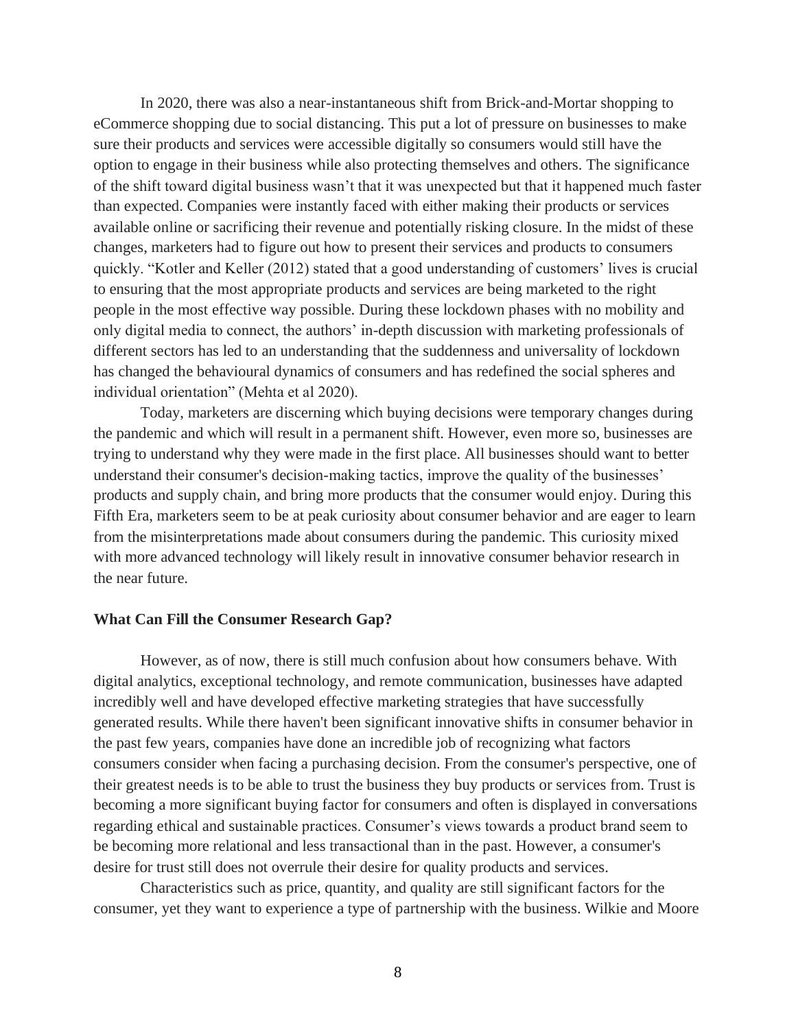In 2020, there was also a near-instantaneous shift from Brick-and-Mortar shopping to eCommerce shopping due to social distancing. This put a lot of pressure on businesses to make sure their products and services were accessible digitally so consumers would still have the option to engage in their business while also protecting themselves and others. The significance of the shift toward digital business wasn't that it was unexpected but that it happened much faster than expected. Companies were instantly faced with either making their products or services available online or sacrificing their revenue and potentially risking closure. In the midst of these changes, marketers had to figure out how to present their services and products to consumers quickly. "Kotler and Keller (2012) stated that a good understanding of customers' lives is crucial to ensuring that the most appropriate products and services are being marketed to the right people in the most effective way possible. During these lockdown phases with no mobility and only digital media to connect, the authors' in-depth discussion with marketing professionals of different sectors has led to an understanding that the suddenness and universality of lockdown has changed the behavioural dynamics of consumers and has redefined the social spheres and individual orientation" (Mehta et al 2020).

Today, marketers are discerning which buying decisions were temporary changes during the pandemic and which will result in a permanent shift. However, even more so, businesses are trying to understand why they were made in the first place. All businesses should want to better understand their consumer's decision-making tactics, improve the quality of the businesses' products and supply chain, and bring more products that the consumer would enjoy. During this Fifth Era, marketers seem to be at peak curiosity about consumer behavior and are eager to learn from the misinterpretations made about consumers during the pandemic. This curiosity mixed with more advanced technology will likely result in innovative consumer behavior research in the near future.

**What Can Fill the Consumer Research Gap?**

However, as of now, there is still much confusion about how consumers behave. With digital analytics, exceptional technology, and remote communication, businesses have adapted incredibly well and have developed effective marketing strategies that have successfully generated results. While there haven't been significant innovative shifts in consumer behavior in the past few years, companies have done an incredible job of recognizing what factors consumers consider when facing a purchasing decision. From the consumer's perspective, one of their greatest needs is to be able to trust the business they buy products or services from. Trust is becoming a more significant buying factor for consumers and often is displayed in conversations regarding ethical and sustainable practices. Consumer's views towards a product brand seem to be becoming more relational and less transactional than in the past. However, a consumer's desire for trust still does not overrule their desire for quality products and services.

Characteristics such as price, quantity, and quality are still significant factors for the consumer, yet they want to experience a type of partnership with the business. Wilkie and Moore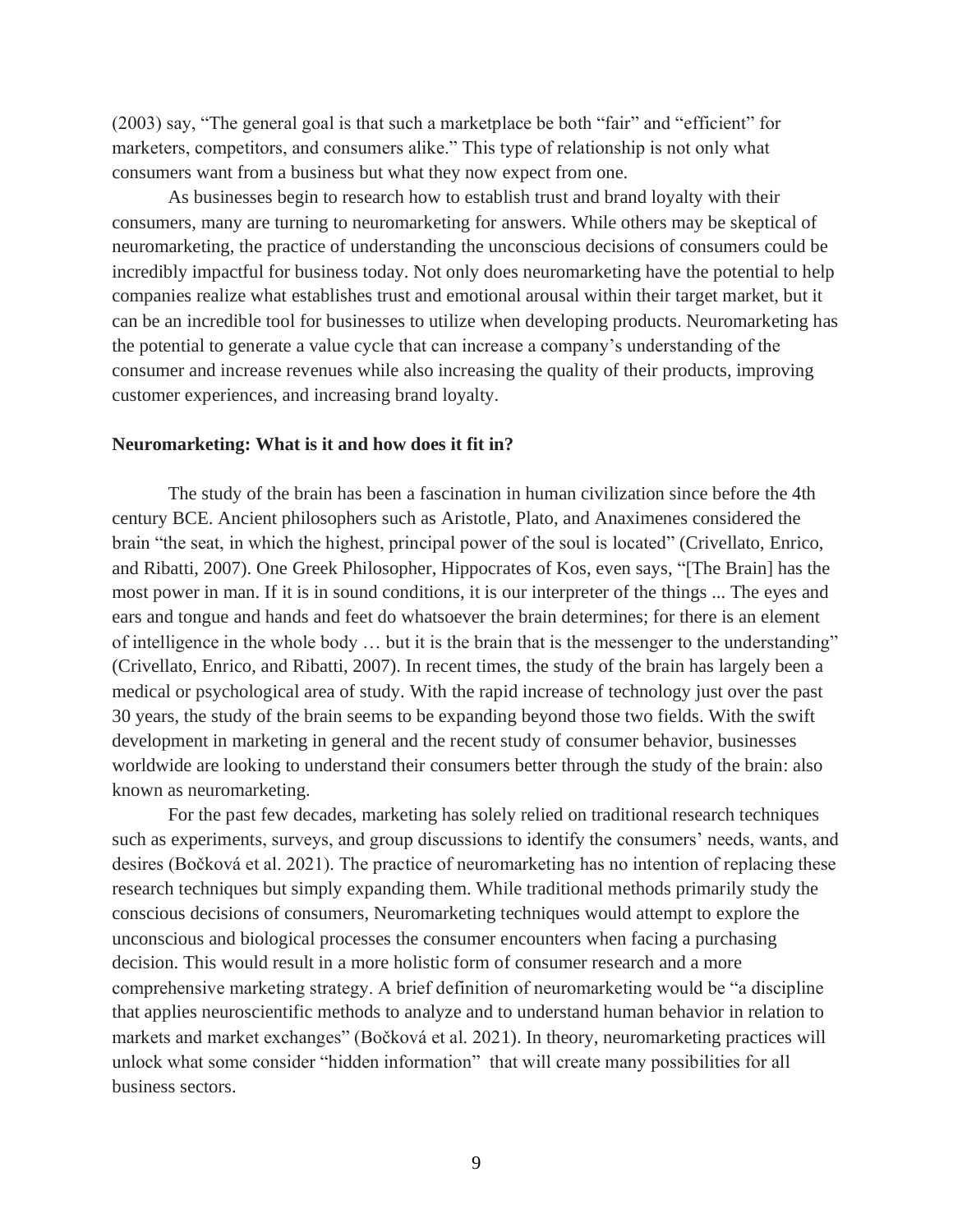(2003) say, "The general goal is that such a marketplace be both "fair" and "efficient" for marketers, competitors, and consumers alike." This type of relationship is not only what consumers want from a business but what they now expect from one.

As businesses begin to research how to establish trust and brand loyalty with their consumers, many are turning to neuromarketing for answers. While others may be skeptical of neuromarketing, the practice of understanding the unconscious decisions of consumers could be incredibly impactful for business today. Not only does neuromarketing have the potential to help companies realize what establishes trust and emotional arousal within their target market, but it can be an incredible tool for businesses to utilize when developing products. Neuromarketing has the potential to generate a value cycle that can increase a company's understanding of the consumer and increase revenues while also increasing the quality of their products, improving customer experiences, and increasing brand loyalty.

**Neuromarketing: What is it and how does it fit in?**

The study of the brain has been a fascination in human civilization since before the 4th century BCE. Ancient philosophers such as Aristotle, Plato, and Anaximenes considered the brain "the seat, in which the highest, principal power of the soul is located" (Crivellato, Enrico, and Ribatti, 2007). One Greek Philosopher, Hippocrates of Kos, even says, "[The Brain] has the most power in man. If it is in sound conditions, it is our interpreter of the things ... The eyes and ears and tongue and hands and feet do whatsoever the brain determines; for there is an element of intelligence in the whole body … but it is the brain that is the messenger to the understanding" (Crivellato, Enrico, and Ribatti, 2007). In recent times, the study of the brain has largely been a medical or psychological area of study. With the rapid increase of technology just over the past 30 years, the study of the brain seems to be expanding beyond those two fields. With the swift development in marketing in general and the recent study of consumer behavior, businesses worldwide are looking to understand their consumers better through the study of the brain: also known as neuromarketing.

For the past few decades, marketing has solely relied on traditional research techniques such as experiments, surveys, and group discussions to identify the consumers' needs, wants, and desires (Bočková et al. 2021). The practice of neuromarketing has no intention of replacing these research techniques but simply expanding them. While traditional methods primarily study the conscious decisions of consumers, Neuromarketing techniques would attempt to explore the unconscious and biological processes the consumer encounters when facing a purchasing decision. This would result in a more holistic form of consumer research and a more comprehensive marketing strategy. A brief definition of neuromarketing would be "a discipline that applies neuroscientific methods to analyze and to understand human behavior in relation to markets and market exchanges" (Bočková et al. 2021). In theory, neuromarketing practices will unlock what some consider "hidden information" that will create many possibilities for all business sectors.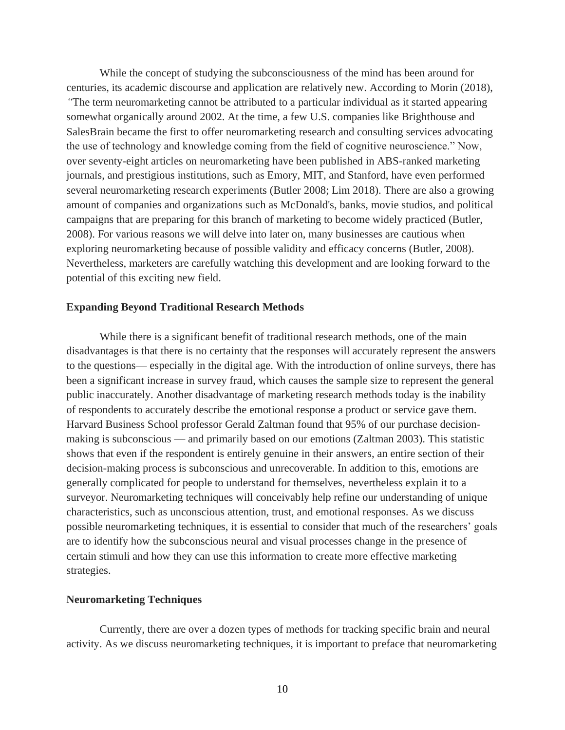While the concept of studying the subconsciousness of the mind has been around for centuries, its academic discourse and application are relatively new. According to Morin (2018), "The term neuromarketing cannot be attributed to a particular individual as it started appearing somewhat organically around 2002. At the time, a few U.S. companies like Brighthouse and SalesBrain became the first to offer neuromarketing research and consulting services advocating the use of technology and knowledge coming from the field of cognitive neuroscience." Now, over seventy-eight articles on neuromarketing have been published in ABS-ranked marketing journals, and prestigious institutions, such as Emory, MIT, and Stanford, have even performed several neuromarketing research experiments (Butler 2008; Lim 2018). There are also a growing amount of companies and organizations such as McDonald's, banks, movie studios, and political campaigns that are preparing for this branch of marketing to become widely practiced (Butler, 2008). For various reasons we will delve into later on, many businesses are cautious when exploring neuromarketing because of possible validity and efficacy concerns (Butler, 2008). Nevertheless, marketers are carefully watching this development and are looking forward to the potential of this exciting new field.

## Expanding Beyond Traditional Research Methods

While there is a significant benefit of traditional research methods, one of the main disadvantages is that there is no certainty that the responses will accurately represent the answers to the questions— especially in the digital age. With the introduction of online surveys, there has been a significant increase in survey fraud, which causes the sample size to represent the general public inaccurately. Another disadvantage of marketing research methods today is the inability of respondents to accurately describe the emotional response a product or service gave them. Harvard Business School professor Gerald Zaltman found that 95% of our purchase decision-making is subconscious — and primarily based on our emotions (Zaltman 2003). This statistic shows that even if the respondent is entirely genuine in their answers, an entire section of their decision-making process is subconscious and unrecoverable. In addition to this, emotions are generally complicated for people to understand for themselves, nevertheless explain it to a surveyor. Neuromarketing techniques will conceivably help refine our understanding of unique characteristics, such as unconscious attention, trust, and emotional responses. As we discuss possible neuromarketing techniques, it is essential to consider that much of the researchers' goals are to identify how the subconscious neural and visual processes change in the presence of certain stimuli and how they can use this information to create more effective marketing strategies.

## Neuromarketing Techniques

Currently, there are over a dozen types of methods for tracking specific brain and neural activity. As we discuss neuromarketing techniques, it is important to preface that neuromarketing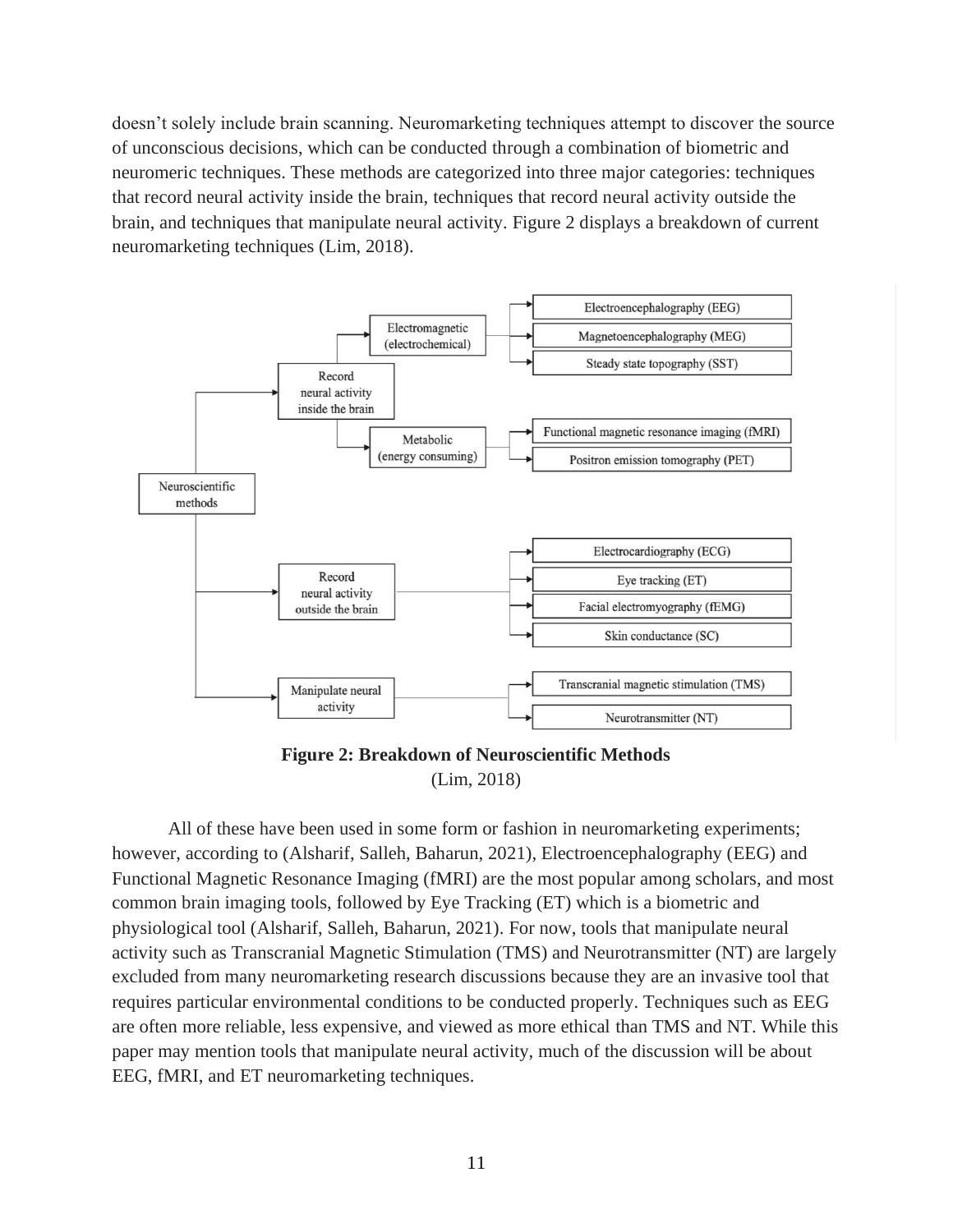doesn't solely include brain scanning. Neuromarketing techniques attempt to discover the source of unconscious decisions, which can be conducted through a combination of biometric and neuromeric techniques. These methods are categorized into three major categories: techniques that record neural activity inside the brain, techniques that record neural activity outside the brain, and techniques that manipulate neural activity. Figure 2 displays a breakdown of current neuromarketing techniques (Lim, 2018).

- Neuroscientific methods
  - Record neural activity inside the brain
    - Electromagnetic (electrochemical)
      - Electroencephalography (EEG)
      - Magnetoencephalography (MEG)
      - Steady state topography (SST)
    - Metabolic (energy consuming)
      - Functional magnetic resonance imaging (fMRI)
      - Positron emission tomography (PET)
  - Record neural activity outside the brain
    - Electrocardiography (ECG)
    - Eye tracking (ET)
    - Facial electromyography (fEMG)
    - Skin conductance (SC)
  - Manipulate neural activity
    - Transcranial magnetic stimulation (TMS)
    - Neurotransmitter (NT)

**Figure 2: Breakdown of Neuroscientific Methods**
(Lim, 2018)

All of these have been used in some form or fashion in neuromarketing experiments; however, according to (Alsharif, Salleh, Baharun, 2021), Electroencephalography (EEG) and Functional Magnetic Resonance Imaging (fMRI) are the most popular among scholars, and most common brain imaging tools, followed by Eye Tracking (ET) which is a biometric and physiological tool (Alsharif, Salleh, Baharun, 2021). For now, tools that manipulate neural activity such as Transcranial Magnetic Stimulation (TMS) and Neurotransmitter (NT) are largely excluded from many neuromarketing research discussions because they are an invasive tool that requires particular environmental conditions to be conducted properly. Techniques such as EEG are often more reliable, less expensive, and viewed as more ethical than TMS and NT. While this paper may mention tools that manipulate neural activity, much of the discussion will be about EEG, fMRI, and ET neuromarketing techniques.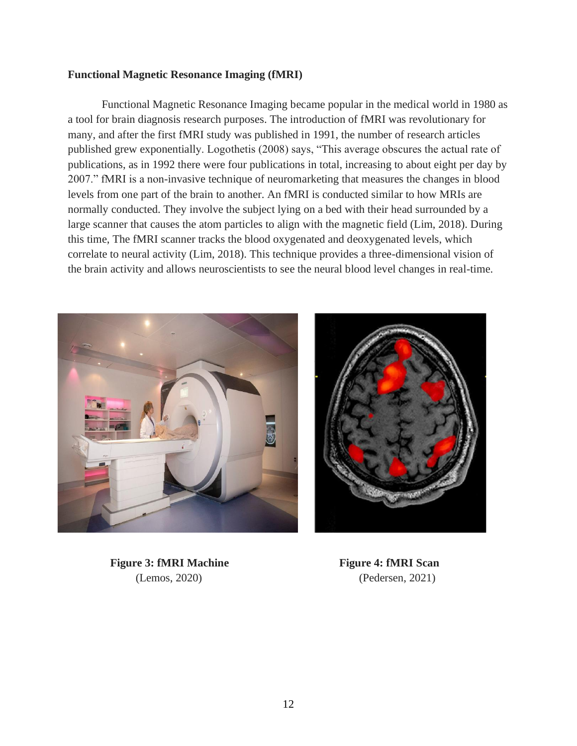**Functional Magnetic Resonance Imaging (fMRI)**

Functional Magnetic Resonance Imaging became popular in the medical world in 1980 as a tool for brain diagnosis research purposes. The introduction of fMRI was revolutionary for many, and after the first fMRI study was published in 1991, the number of research articles published grew exponentially. Logothetis (2008) says, "This average obscures the actual rate of publications, as in 1992 there were four publications in total, increasing to about eight per day by 2007." fMRI is a non-invasive technique of neuromarketing that measures the changes in blood levels from one part of the brain to another. An fMRI is conducted similar to how MRIs are normally conducted. They involve the subject lying on a bed with their head surrounded by a large scanner that causes the atom particles to align with the magnetic field (Lim, 2018). During this time, The fMRI scanner tracks the blood oxygenated and deoxygenated levels, which correlate to neural activity (Lim, 2018). This technique provides a three-dimensional vision of the brain activity and allows neuroscientists to see the neural blood level changes in real-time.

**Figure 3: fMRI Machine**
(Lemos, 2020)

**Figure 4: fMRI Scan**
(Pedersen, 2021)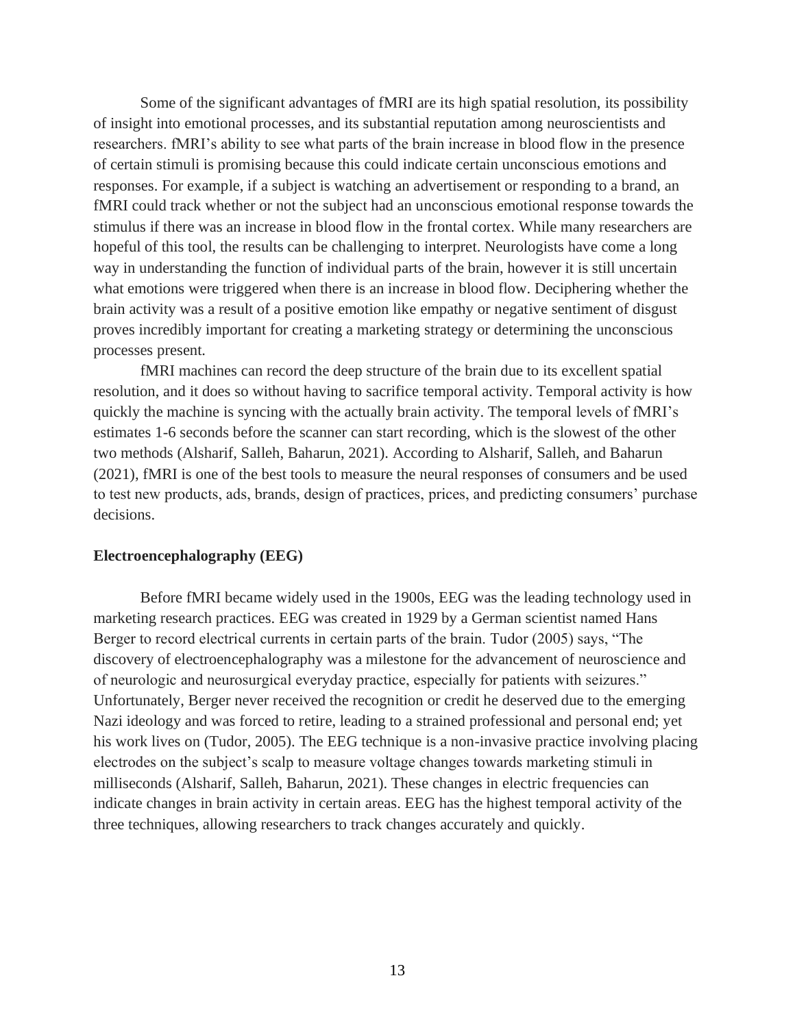Some of the significant advantages of fMRI are its high spatial resolution, its possibility of insight into emotional processes, and its substantial reputation among neuroscientists and researchers. fMRI's ability to see what parts of the brain increase in blood flow in the presence of certain stimuli is promising because this could indicate certain unconscious emotions and responses. For example, if a subject is watching an advertisement or responding to a brand, an fMRI could track whether or not the subject had an unconscious emotional response towards the stimulus if there was an increase in blood flow in the frontal cortex. While many researchers are hopeful of this tool, the results can be challenging to interpret. Neurologists have come a long way in understanding the function of individual parts of the brain, however it is still uncertain what emotions were triggered when there is an increase in blood flow. Deciphering whether the brain activity was a result of a positive emotion like empathy or negative sentiment of disgust proves incredibly important for creating a marketing strategy or determining the unconscious processes present.

fMRI machines can record the deep structure of the brain due to its excellent spatial resolution, and it does so without having to sacrifice temporal activity. Temporal activity is how quickly the machine is syncing with the actually brain activity. The temporal levels of fMRI's estimates 1-6 seconds before the scanner can start recording, which is the slowest of the other two methods (Alsharif, Salleh, Baharun, 2021). According to Alsharif, Salleh, and Baharun (2021), fMRI is one of the best tools to measure the neural responses of consumers and be used to test new products, ads, brands, design of practices, prices, and predicting consumers' purchase decisions.

### Electroencephalography (EEG)

Before fMRI became widely used in the 1900s, EEG was the leading technology used in marketing research practices. EEG was created in 1929 by a German scientist named Hans Berger to record electrical currents in certain parts of the brain. Tudor (2005) says, "The discovery of electroencephalography was a milestone for the advancement of neuroscience and of neurologic and neurosurgical everyday practice, especially for patients with seizures." Unfortunately, Berger never received the recognition or credit he deserved due to the emerging Nazi ideology and was forced to retire, leading to a strained professional and personal end; yet his work lives on (Tudor, 2005). The EEG technique is a non-invasive practice involving placing electrodes on the subject's scalp to measure voltage changes towards marketing stimuli in milliseconds (Alsharif, Salleh, Baharun, 2021). These changes in electric frequencies can indicate changes in brain activity in certain areas. EEG has the highest temporal activity of the three techniques, allowing researchers to track changes accurately and quickly.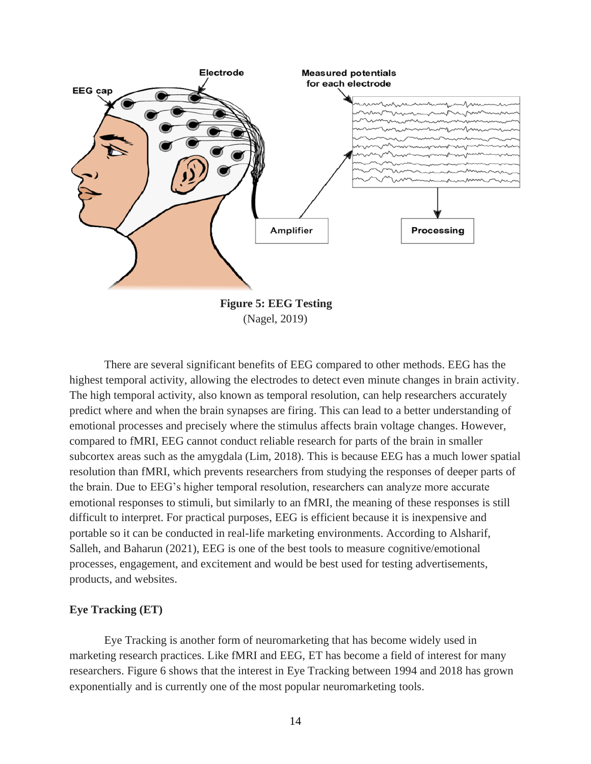**Figure 5: EEG Testing**
(Nagel, 2019)

There are several significant benefits of EEG compared to other methods. EEG has the highest temporal activity, allowing the electrodes to detect even minute changes in brain activity. The high temporal activity, also known as temporal resolution, can help researchers accurately predict where and when the brain synapses are firing. This can lead to a better understanding of emotional processes and precisely where the stimulus affects brain voltage changes. However, compared to fMRI, EEG cannot conduct reliable research for parts of the brain in smaller subcortex areas such as the amygdala (Lim, 2018). This is because EEG has a much lower spatial resolution than fMRI, which prevents researchers from studying the responses of deeper parts of the brain. Due to EEG's higher temporal resolution, researchers can analyze more accurate emotional responses to stimuli, but similarly to an fMRI, the meaning of these responses is still difficult to interpret. For practical purposes, EEG is efficient because it is inexpensive and portable so it can be conducted in real-life marketing environments. According to Alsharif, Salleh, and Baharun (2021), EEG is one of the best tools to measure cognitive/emotional processes, engagement, and excitement and would be best used for testing advertisements, products, and websites.

**Eye Tracking (ET)**

Eye Tracking is another form of neuromarketing that has become widely used in marketing research practices. Like fMRI and EEG, ET has become a field of interest for many researchers. Figure 6 shows that the interest in Eye Tracking between 1994 and 2018 has grown exponentially and is currently one of the most popular neuromarketing tools.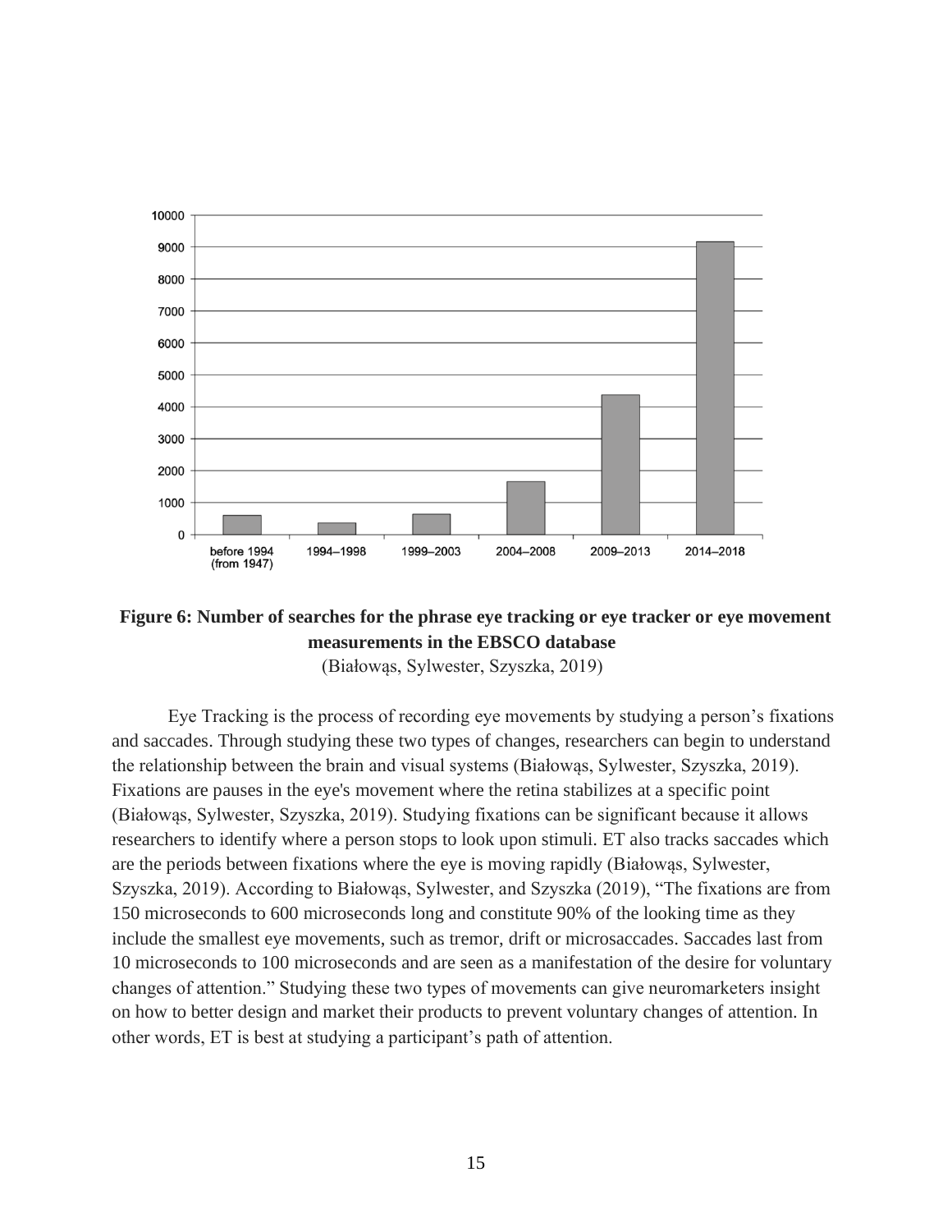**Figure 6: Number of searches for the phrase eye tracking or eye tracker or eye movement measurements in the EBSCO database**

(Białowąs, Sylwester, Szyszka, 2019)

Eye Tracking is the process of recording eye movements by studying a person's fixations and saccades. Through studying these two types of changes, researchers can begin to understand the relationship between the brain and visual systems (Białowąs, Sylwester, Szyszka, 2019). Fixations are pauses in the eye's movement where the retina stabilizes at a specific point (Białowąs, Sylwester, Szyszka, 2019). Studying fixations can be significant because it allows researchers to identify where a person stops to look upon stimuli. ET also tracks saccades which are the periods between fixations where the eye is moving rapidly (Białowąs, Sylwester, Szyszka, 2019). According to Białowąs, Sylwester, and Szyszka (2019), "The fixations are from 150 microseconds to 600 microseconds long and constitute 90% of the looking time as they include the smallest eye movements, such as tremor, drift or microsaccades. Saccades last from 10 microseconds to 100 microseconds and are seen as a manifestation of the desire for voluntary changes of attention." Studying these two types of movements can give neuromarketers insight on how to better design and market their products to prevent voluntary changes of attention. In other words, ET is best at studying a participant's path of attention.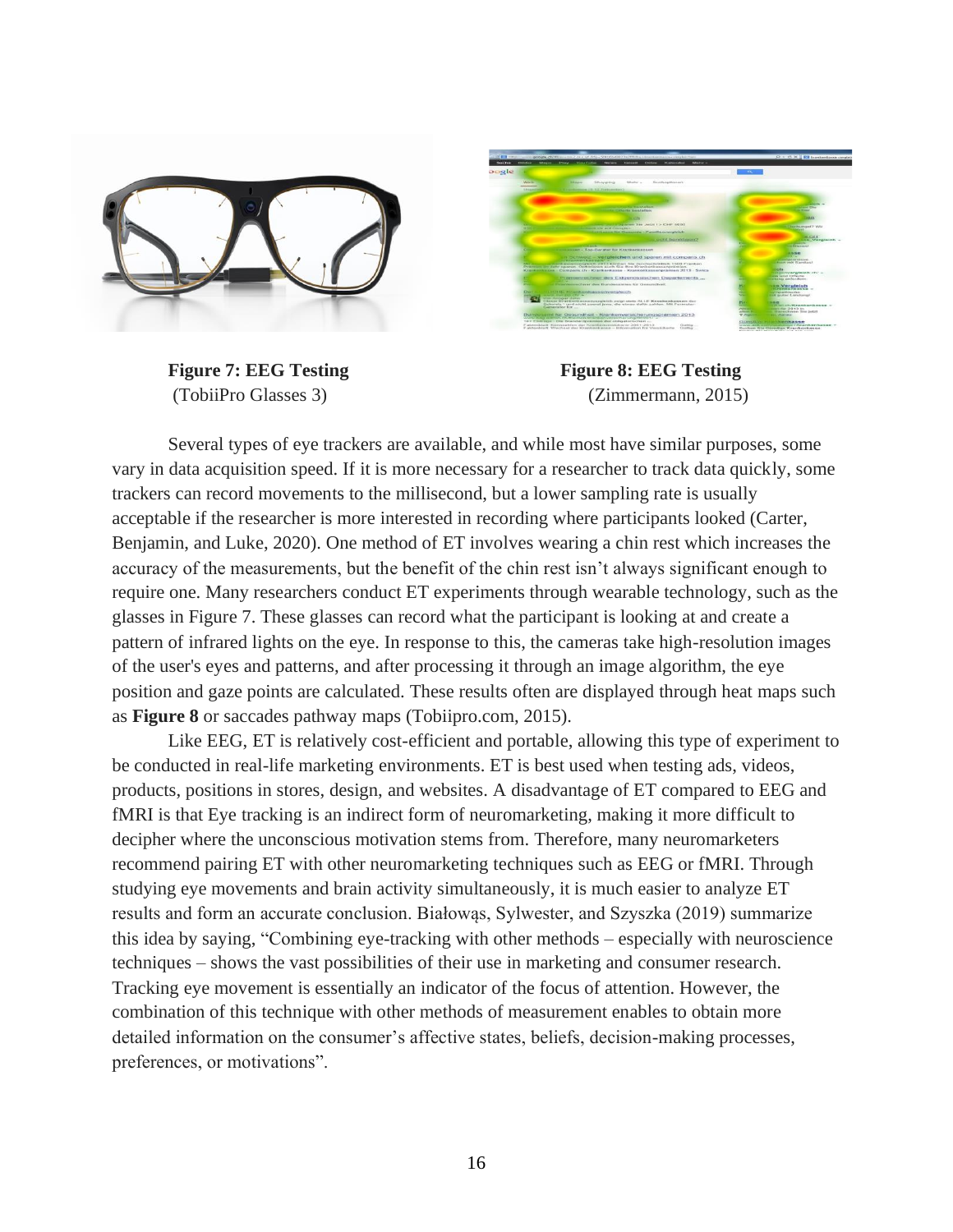**Figure 7: EEG Testing**
(TobiiPro Glasses 3)

**Figure 8: EEG Testing**
(Zimmermann, 2015)

Several types of eye trackers are available, and while most have similar purposes, some vary in data acquisition speed. If it is more necessary for a researcher to track data quickly, some trackers can record movements to the millisecond, but a lower sampling rate is usually acceptable if the researcher is more interested in recording where participants looked (Carter, Benjamin, and Luke, 2020). One method of ET involves wearing a chin rest which increases the accuracy of the measurements, but the benefit of the chin rest isn't always significant enough to require one. Many researchers conduct ET experiments through wearable technology, such as the glasses in Figure 7. These glasses can record what the participant is looking at and create a pattern of infrared lights on the eye. In response to this, the cameras take high-resolution images of the user's eyes and patterns, and after processing it through an image algorithm, the eye position and gaze points are calculated. These results often are displayed through heat maps such as **Figure 8** or saccades pathway maps (Tobiipro.com, 2015).

Like EEG, ET is relatively cost-efficient and portable, allowing this type of experiment to be conducted in real-life marketing environments. ET is best used when testing ads, videos, products, positions in stores, design, and websites. A disadvantage of ET compared to EEG and fMRI is that Eye tracking is an indirect form of neuromarketing, making it more difficult to decipher where the unconscious motivation stems from. Therefore, many neuromarketers recommend pairing ET with other neuromarketing techniques such as EEG or fMRI. Through studying eye movements and brain activity simultaneously, it is much easier to analyze ET results and form an accurate conclusion. Białowąs, Sylwester, and Szyszka (2019) summarize this idea by saying, "Combining eye-tracking with other methods – especially with neuroscience techniques – shows the vast possibilities of their use in marketing and consumer research. Tracking eye movement is essentially an indicator of the focus of attention. However, the combination of this technique with other methods of measurement enables to obtain more detailed information on the consumer's affective states, beliefs, decision-making processes, preferences, or motivations".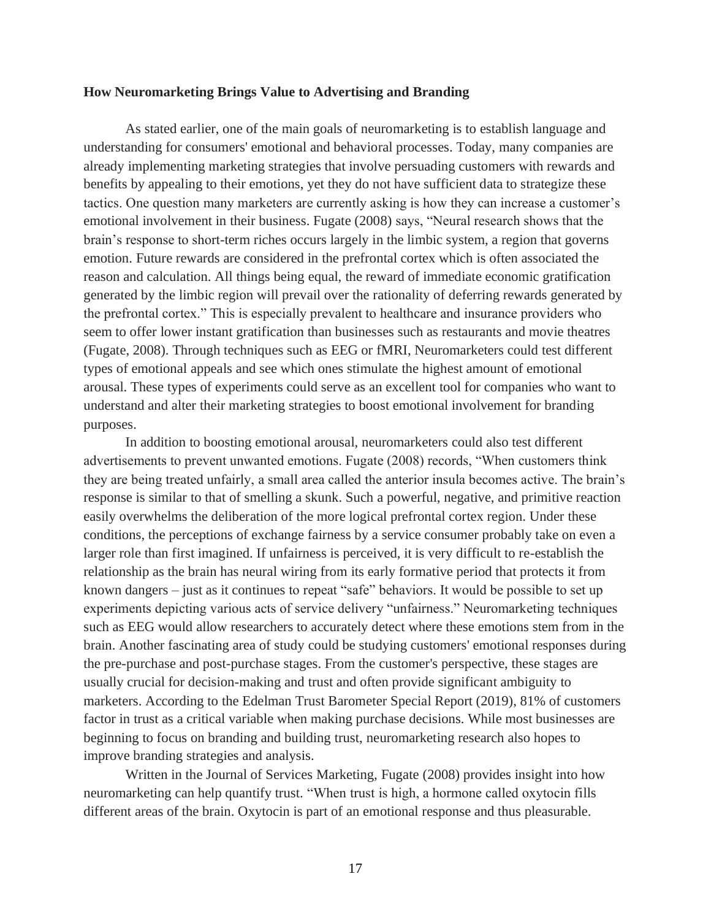**How Neuromarketing Brings Value to Advertising and Branding**

As stated earlier, one of the main goals of neuromarketing is to establish language and understanding for consumers' emotional and behavioral processes. Today, many companies are already implementing marketing strategies that involve persuading customers with rewards and benefits by appealing to their emotions, yet they do not have sufficient data to strategize these tactics. One question many marketers are currently asking is how they can increase a customer's emotional involvement in their business. Fugate (2008) says, "Neural research shows that the brain's response to short-term riches occurs largely in the limbic system, a region that governs emotion. Future rewards are considered in the prefrontal cortex which is often associated the reason and calculation. All things being equal, the reward of immediate economic gratification generated by the limbic region will prevail over the rationality of deferring rewards generated by the prefrontal cortex." This is especially prevalent to healthcare and insurance providers who seem to offer lower instant gratification than businesses such as restaurants and movie theatres (Fugate, 2008). Through techniques such as EEG or fMRI, Neuromarketers could test different types of emotional appeals and see which ones stimulate the highest amount of emotional arousal. These types of experiments could serve as an excellent tool for companies who want to understand and alter their marketing strategies to boost emotional involvement for branding purposes.

In addition to boosting emotional arousal, neuromarketers could also test different advertisements to prevent unwanted emotions. Fugate (2008) records, "When customers think they are being treated unfairly, a small area called the anterior insula becomes active. The brain's response is similar to that of smelling a skunk. Such a powerful, negative, and primitive reaction easily overwhelms the deliberation of the more logical prefrontal cortex region. Under these conditions, the perceptions of exchange fairness by a service consumer probably take on even a larger role than first imagined. If unfairness is perceived, it is very difficult to re-establish the relationship as the brain has neural wiring from its early formative period that protects it from known dangers – just as it continues to repeat "safe" behaviors. It would be possible to set up experiments depicting various acts of service delivery "unfairness." Neuromarketing techniques such as EEG would allow researchers to accurately detect where these emotions stem from in the brain. Another fascinating area of study could be studying customers' emotional responses during the pre-purchase and post-purchase stages. From the customer's perspective, these stages are usually crucial for decision-making and trust and often provide significant ambiguity to marketers. According to the Edelman Trust Barometer Special Report (2019), 81% of customers factor in trust as a critical variable when making purchase decisions. While most businesses are beginning to focus on branding and building trust, neuromarketing research also hopes to improve branding strategies and analysis.

Written in the Journal of Services Marketing, Fugate (2008) provides insight into how neuromarketing can help quantify trust. "When trust is high, a hormone called oxytocin fills different areas of the brain. Oxytocin is part of an emotional response and thus pleasurable.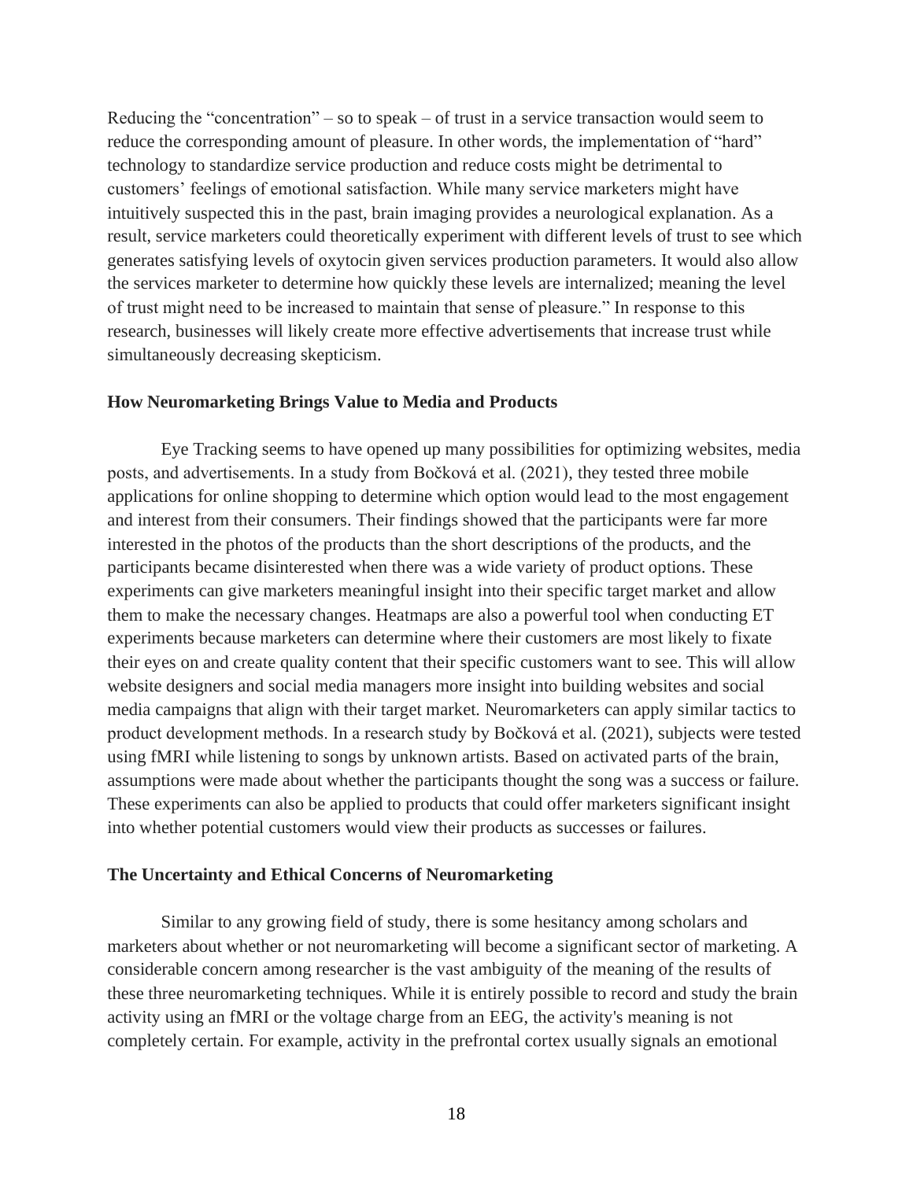Reducing the "concentration" – so to speak – of trust in a service transaction would seem to reduce the corresponding amount of pleasure. In other words, the implementation of "hard" technology to standardize service production and reduce costs might be detrimental to customers' feelings of emotional satisfaction. While many service marketers might have intuitively suspected this in the past, brain imaging provides a neurological explanation. As a result, service marketers could theoretically experiment with different levels of trust to see which generates satisfying levels of oxytocin given services production parameters. It would also allow the services marketer to determine how quickly these levels are internalized; meaning the level of trust might need to be increased to maintain that sense of pleasure." In response to this research, businesses will likely create more effective advertisements that increase trust while simultaneously decreasing skepticism.

### How Neuromarketing Brings Value to Media and Products

Eye Tracking seems to have opened up many possibilities for optimizing websites, media posts, and advertisements. In a study from Bočková et al. (2021), they tested three mobile applications for online shopping to determine which option would lead to the most engagement and interest from their consumers. Their findings showed that the participants were far more interested in the photos of the products than the short descriptions of the products, and the participants became disinterested when there was a wide variety of product options. These experiments can give marketers meaningful insight into their specific target market and allow them to make the necessary changes. Heatmaps are also a powerful tool when conducting ET experiments because marketers can determine where their customers are most likely to fixate their eyes on and create quality content that their specific customers want to see. This will allow website designers and social media managers more insight into building websites and social media campaigns that align with their target market. Neuromarketers can apply similar tactics to product development methods. In a research study by Bočková et al. (2021), subjects were tested using fMRI while listening to songs by unknown artists. Based on activated parts of the brain, assumptions were made about whether the participants thought the song was a success or failure. These experiments can also be applied to products that could offer marketers significant insight into whether potential customers would view their products as successes or failures.

### The Uncertainty and Ethical Concerns of Neuromarketing

Similar to any growing field of study, there is some hesitancy among scholars and marketers about whether or not neuromarketing will become a significant sector of marketing. A considerable concern among researcher is the vast ambiguity of the meaning of the results of these three neuromarketing techniques. While it is entirely possible to record and study the brain activity using an fMRI or the voltage charge from an EEG, the activity's meaning is not completely certain. For example, activity in the prefrontal cortex usually signals an emotional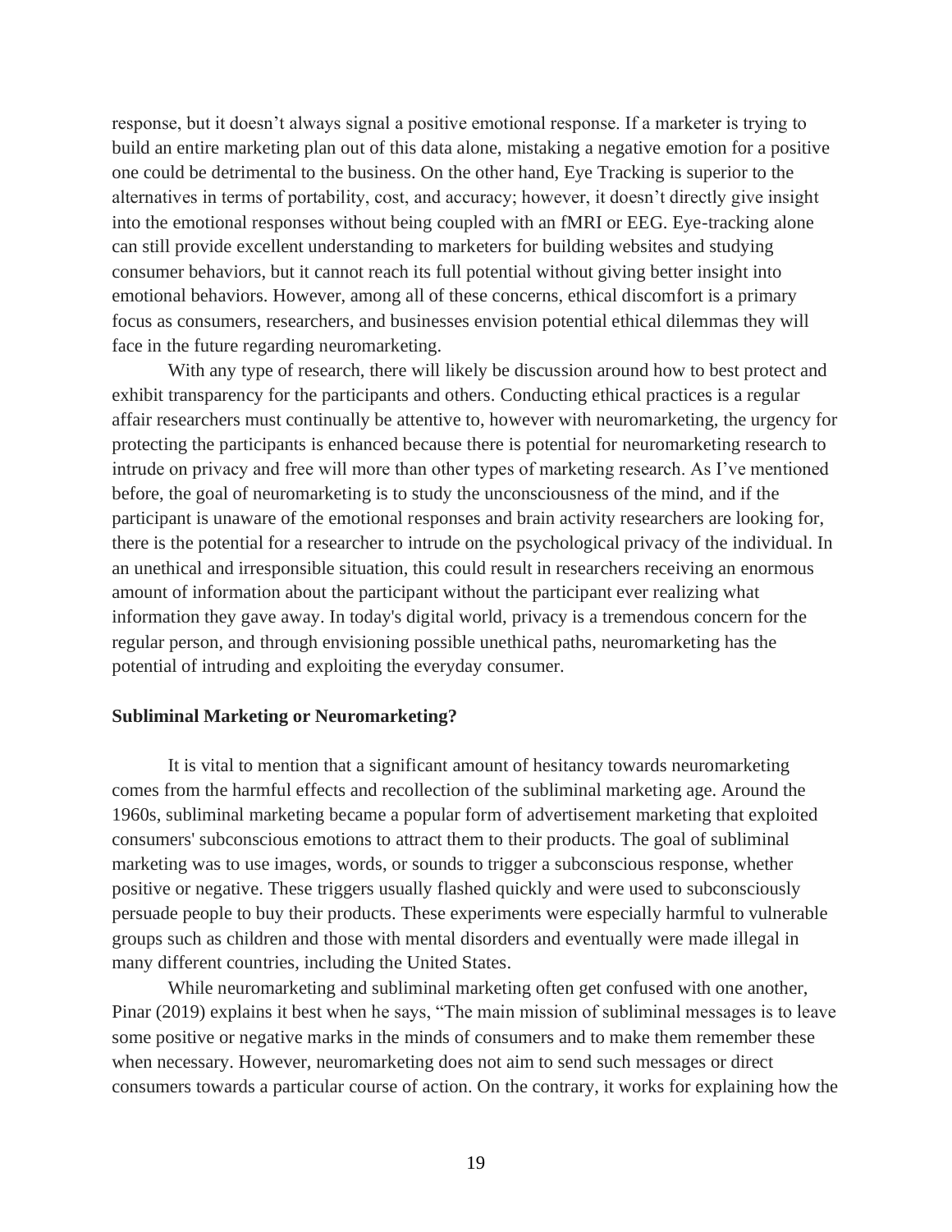response, but it doesn't always signal a positive emotional response. If a marketer is trying to build an entire marketing plan out of this data alone, mistaking a negative emotion for a positive one could be detrimental to the business. On the other hand, Eye Tracking is superior to the alternatives in terms of portability, cost, and accuracy; however, it doesn't directly give insight into the emotional responses without being coupled with an fMRI or EEG. Eye-tracking alone can still provide excellent understanding to marketers for building websites and studying consumer behaviors, but it cannot reach its full potential without giving better insight into emotional behaviors. However, among all of these concerns, ethical discomfort is a primary focus as consumers, researchers, and businesses envision potential ethical dilemmas they will face in the future regarding neuromarketing.

With any type of research, there will likely be discussion around how to best protect and exhibit transparency for the participants and others. Conducting ethical practices is a regular affair researchers must continually be attentive to, however with neuromarketing, the urgency for protecting the participants is enhanced because there is potential for neuromarketing research to intrude on privacy and free will more than other types of marketing research. As I've mentioned before, the goal of neuromarketing is to study the unconsciousness of the mind, and if the participant is unaware of the emotional responses and brain activity researchers are looking for, there is the potential for a researcher to intrude on the psychological privacy of the individual. In an unethical and irresponsible situation, this could result in researchers receiving an enormous amount of information about the participant without the participant ever realizing what information they gave away. In today's digital world, privacy is a tremendous concern for the regular person, and through envisioning possible unethical paths, neuromarketing has the potential of intruding and exploiting the everyday consumer.

**Subliminal Marketing or Neuromarketing?**

It is vital to mention that a significant amount of hesitancy towards neuromarketing comes from the harmful effects and recollection of the subliminal marketing age. Around the 1960s, subliminal marketing became a popular form of advertisement marketing that exploited consumers' subconscious emotions to attract them to their products. The goal of subliminal marketing was to use images, words, or sounds to trigger a subconscious response, whether positive or negative. These triggers usually flashed quickly and were used to subconsciously persuade people to buy their products. These experiments were especially harmful to vulnerable groups such as children and those with mental disorders and eventually were made illegal in many different countries, including the United States.

While neuromarketing and subliminal marketing often get confused with one another, Pinar (2019) explains it best when he says, "The main mission of subliminal messages is to leave some positive or negative marks in the minds of consumers and to make them remember these when necessary. However, neuromarketing does not aim to send such messages or direct consumers towards a particular course of action. On the contrary, it works for explaining how the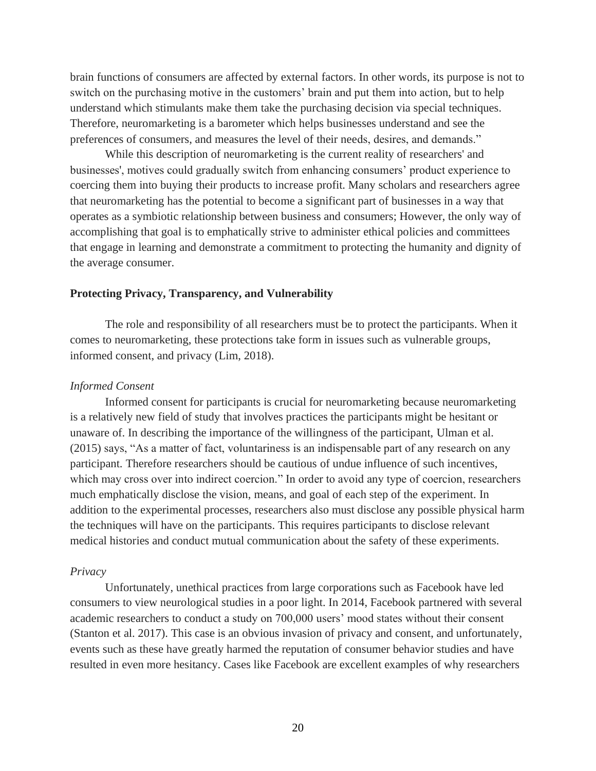brain functions of consumers are affected by external factors. In other words, its purpose is not to switch on the purchasing motive in the customers' brain and put them into action, but to help understand which stimulants make them take the purchasing decision via special techniques. Therefore, neuromarketing is a barometer which helps businesses understand and see the preferences of consumers, and measures the level of their needs, desires, and demands."

While this description of neuromarketing is the current reality of researchers' and businesses', motives could gradually switch from enhancing consumers' product experience to coercing them into buying their products to increase profit. Many scholars and researchers agree that neuromarketing has the potential to become a significant part of businesses in a way that operates as a symbiotic relationship between business and consumers; However, the only way of accomplishing that goal is to emphatically strive to administer ethical policies and committees that engage in learning and demonstrate a commitment to protecting the humanity and dignity of the average consumer.

## Protecting Privacy, Transparency, and Vulnerability

The role and responsibility of all researchers must be to protect the participants. When it comes to neuromarketing, these protections take form in issues such as vulnerable groups, informed consent, and privacy (Lim, 2018).

### *Informed Consent*

Informed consent for participants is crucial for neuromarketing because neuromarketing is a relatively new field of study that involves practices the participants might be hesitant or unaware of. In describing the importance of the willingness of the participant, Ulman et al. (2015) says, "As a matter of fact, voluntariness is an indispensable part of any research on any participant. Therefore researchers should be cautious of undue influence of such incentives, which may cross over into indirect coercion." In order to avoid any type of coercion, researchers much emphatically disclose the vision, means, and goal of each step of the experiment. In addition to the experimental processes, researchers also must disclose any possible physical harm the techniques will have on the participants. This requires participants to disclose relevant medical histories and conduct mutual communication about the safety of these experiments.

### *Privacy*

Unfortunately, unethical practices from large corporations such as Facebook have led consumers to view neurological studies in a poor light. In 2014, Facebook partnered with several academic researchers to conduct a study on 700,000 users' mood states without their consent (Stanton et al. 2017). This case is an obvious invasion of privacy and consent, and unfortunately, events such as these have greatly harmed the reputation of consumer behavior studies and have resulted in even more hesitancy. Cases like Facebook are excellent examples of why researchers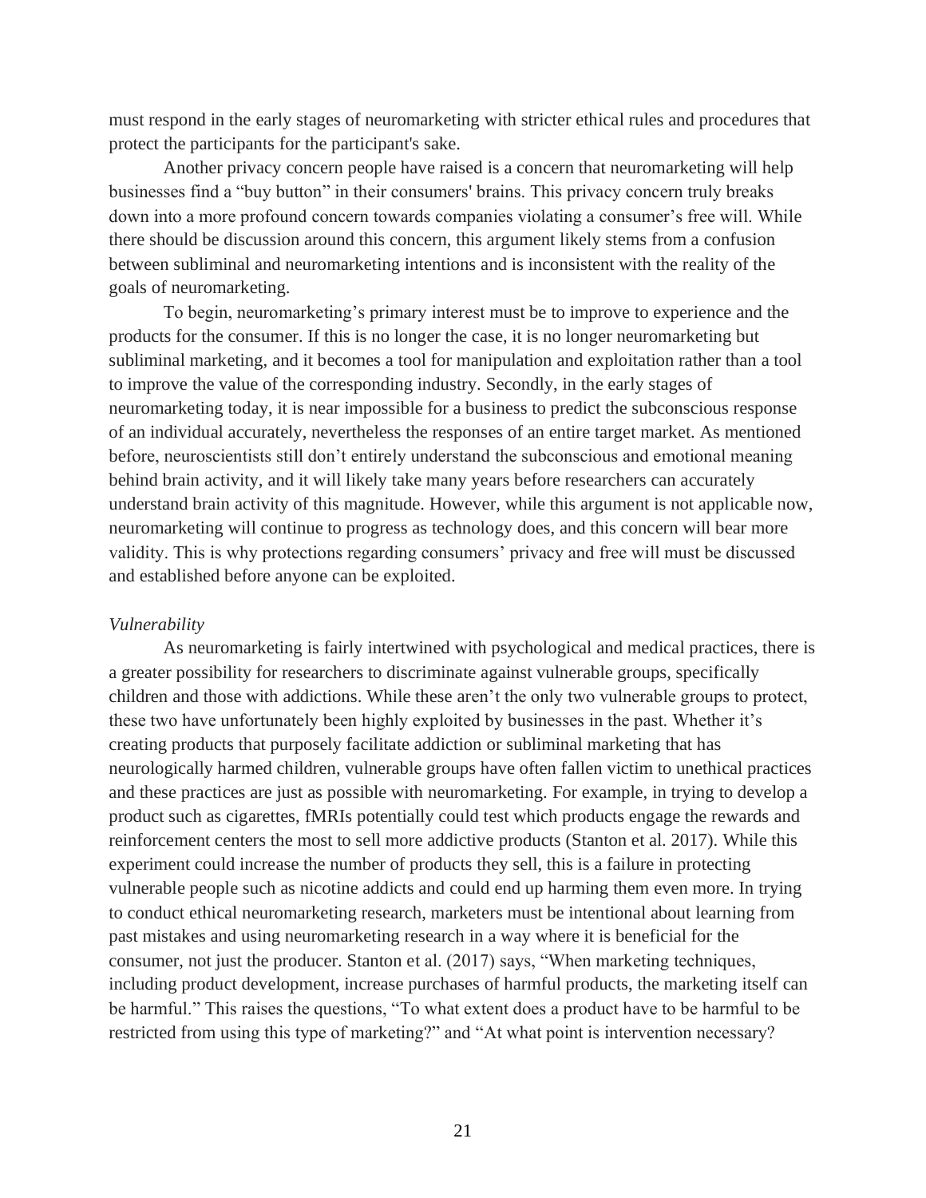must respond in the early stages of neuromarketing with stricter ethical rules and procedures that protect the participants for the participant's sake.

Another privacy concern people have raised is a concern that neuromarketing will help businesses find a "buy button" in their consumers' brains. This privacy concern truly breaks down into a more profound concern towards companies violating a consumer's free will. While there should be discussion around this concern, this argument likely stems from a confusion between subliminal and neuromarketing intentions and is inconsistent with the reality of the goals of neuromarketing.

To begin, neuromarketing's primary interest must be to improve to experience and the products for the consumer. If this is no longer the case, it is no longer neuromarketing but subliminal marketing, and it becomes a tool for manipulation and exploitation rather than a tool to improve the value of the corresponding industry. Secondly, in the early stages of neuromarketing today, it is near impossible for a business to predict the subconscious response of an individual accurately, nevertheless the responses of an entire target market. As mentioned before, neuroscientists still don't entirely understand the subconscious and emotional meaning behind brain activity, and it will likely take many years before researchers can accurately understand brain activity of this magnitude. However, while this argument is not applicable now, neuromarketing will continue to progress as technology does, and this concern will bear more validity. This is why protections regarding consumers' privacy and free will must be discussed and established before anyone can be exploited.

*Vulnerability*

As neuromarketing is fairly intertwined with psychological and medical practices, there is a greater possibility for researchers to discriminate against vulnerable groups, specifically children and those with addictions. While these aren't the only two vulnerable groups to protect, these two have unfortunately been highly exploited by businesses in the past. Whether it's creating products that purposely facilitate addiction or subliminal marketing that has neurologically harmed children, vulnerable groups have often fallen victim to unethical practices and these practices are just as possible with neuromarketing. For example, in trying to develop a product such as cigarettes, fMRIs potentially could test which products engage the rewards and reinforcement centers the most to sell more addictive products (Stanton et al. 2017). While this experiment could increase the number of products they sell, this is a failure in protecting vulnerable people such as nicotine addicts and could end up harming them even more. In trying to conduct ethical neuromarketing research, marketers must be intentional about learning from past mistakes and using neuromarketing research in a way where it is beneficial for the consumer, not just the producer. Stanton et al. (2017) says, "When marketing techniques, including product development, increase purchases of harmful products, the marketing itself can be harmful." This raises the questions, "To what extent does a product have to be harmful to be restricted from using this type of marketing?" and "At what point is intervention necessary?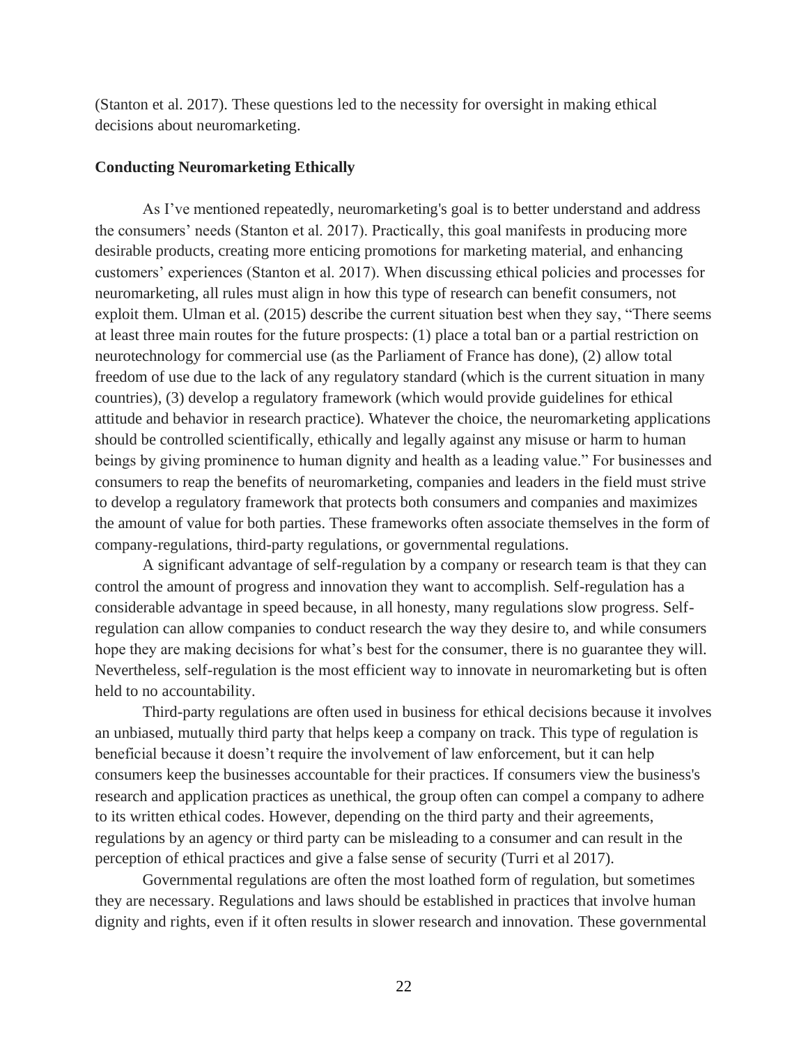(Stanton et al. 2017). These questions led to the necessity for oversight in making ethical decisions about neuromarketing.

**Conducting Neuromarketing Ethically**

As I've mentioned repeatedly, neuromarketing's goal is to better understand and address the consumers' needs (Stanton et al. 2017). Practically, this goal manifests in producing more desirable products, creating more enticing promotions for marketing material, and enhancing customers' experiences (Stanton et al. 2017). When discussing ethical policies and processes for neuromarketing, all rules must align in how this type of research can benefit consumers, not exploit them. Ulman et al. (2015) describe the current situation best when they say, "There seems at least three main routes for the future prospects: (1) place a total ban or a partial restriction on neurotechnology for commercial use (as the Parliament of France has done), (2) allow total freedom of use due to the lack of any regulatory standard (which is the current situation in many countries), (3) develop a regulatory framework (which would provide guidelines for ethical attitude and behavior in research practice). Whatever the choice, the neuromarketing applications should be controlled scientifically, ethically and legally against any misuse or harm to human beings by giving prominence to human dignity and health as a leading value." For businesses and consumers to reap the benefits of neuromarketing, companies and leaders in the field must strive to develop a regulatory framework that protects both consumers and companies and maximizes the amount of value for both parties. These frameworks often associate themselves in the form of company-regulations, third-party regulations, or governmental regulations.

A significant advantage of self-regulation by a company or research team is that they can control the amount of progress and innovation they want to accomplish. Self-regulation has a considerable advantage in speed because, in all honesty, many regulations slow progress. Self-regulation can allow companies to conduct research the way they desire to, and while consumers hope they are making decisions for what's best for the consumer, there is no guarantee they will. Nevertheless, self-regulation is the most efficient way to innovate in neuromarketing but is often held to no accountability.

Third-party regulations are often used in business for ethical decisions because it involves an unbiased, mutually third party that helps keep a company on track. This type of regulation is beneficial because it doesn't require the involvement of law enforcement, but it can help consumers keep the businesses accountable for their practices. If consumers view the business's research and application practices as unethical, the group often can compel a company to adhere to its written ethical codes. However, depending on the third party and their agreements, regulations by an agency or third party can be misleading to a consumer and can result in the perception of ethical practices and give a false sense of security (Turri et al 2017).

Governmental regulations are often the most loathed form of regulation, but sometimes they are necessary. Regulations and laws should be established in practices that involve human dignity and rights, even if it often results in slower research and innovation. These governmental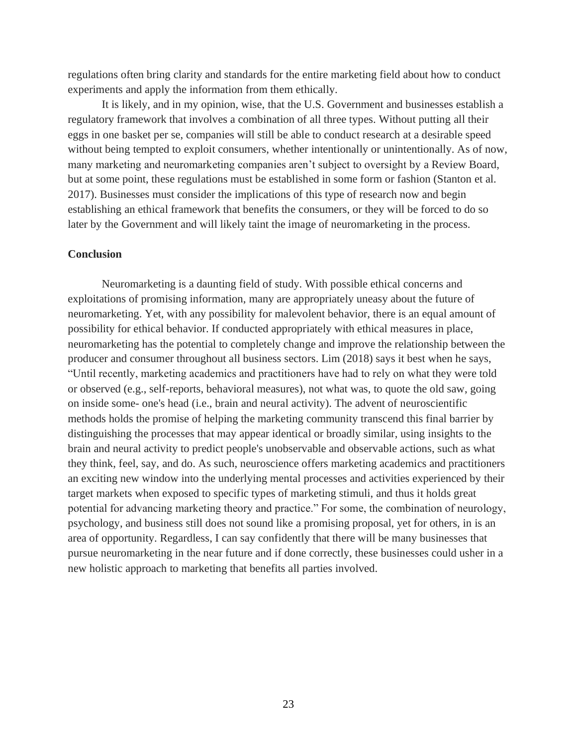regulations often bring clarity and standards for the entire marketing field about how to conduct experiments and apply the information from them ethically.

It is likely, and in my opinion, wise, that the U.S. Government and businesses establish a regulatory framework that involves a combination of all three types. Without putting all their eggs in one basket per se, companies will still be able to conduct research at a desirable speed without being tempted to exploit consumers, whether intentionally or unintentionally. As of now, many marketing and neuromarketing companies aren't subject to oversight by a Review Board, but at some point, these regulations must be established in some form or fashion (Stanton et al. 2017). Businesses must consider the implications of this type of research now and begin establishing an ethical framework that benefits the consumers, or they will be forced to do so later by the Government and will likely taint the image of neuromarketing in the process.

**Conclusion**

Neuromarketing is a daunting field of study. With possible ethical concerns and exploitations of promising information, many are appropriately uneasy about the future of neuromarketing. Yet, with any possibility for malevolent behavior, there is an equal amount of possibility for ethical behavior. If conducted appropriately with ethical measures in place, neuromarketing has the potential to completely change and improve the relationship between the producer and consumer throughout all business sectors. Lim (2018) says it best when he says, "Until recently, marketing academics and practitioners have had to rely on what they were told or observed (e.g., self-reports, behavioral measures), not what was, to quote the old saw, going on inside some- one's head (i.e., brain and neural activity). The advent of neuroscientific methods holds the promise of helping the marketing community transcend this final barrier by distinguishing the processes that may appear identical or broadly similar, using insights to the brain and neural activity to predict people's unobservable and observable actions, such as what they think, feel, say, and do. As such, neuroscience offers marketing academics and practitioners an exciting new window into the underlying mental processes and activities experienced by their target markets when exposed to specific types of marketing stimuli, and thus it holds great potential for advancing marketing theory and practice." For some, the combination of neurology, psychology, and business still does not sound like a promising proposal, yet for others, in is an area of opportunity. Regardless, I can say confidently that there will be many businesses that pursue neuromarketing in the near future and if done correctly, these businesses could usher in a new holistic approach to marketing that benefits all parties involved.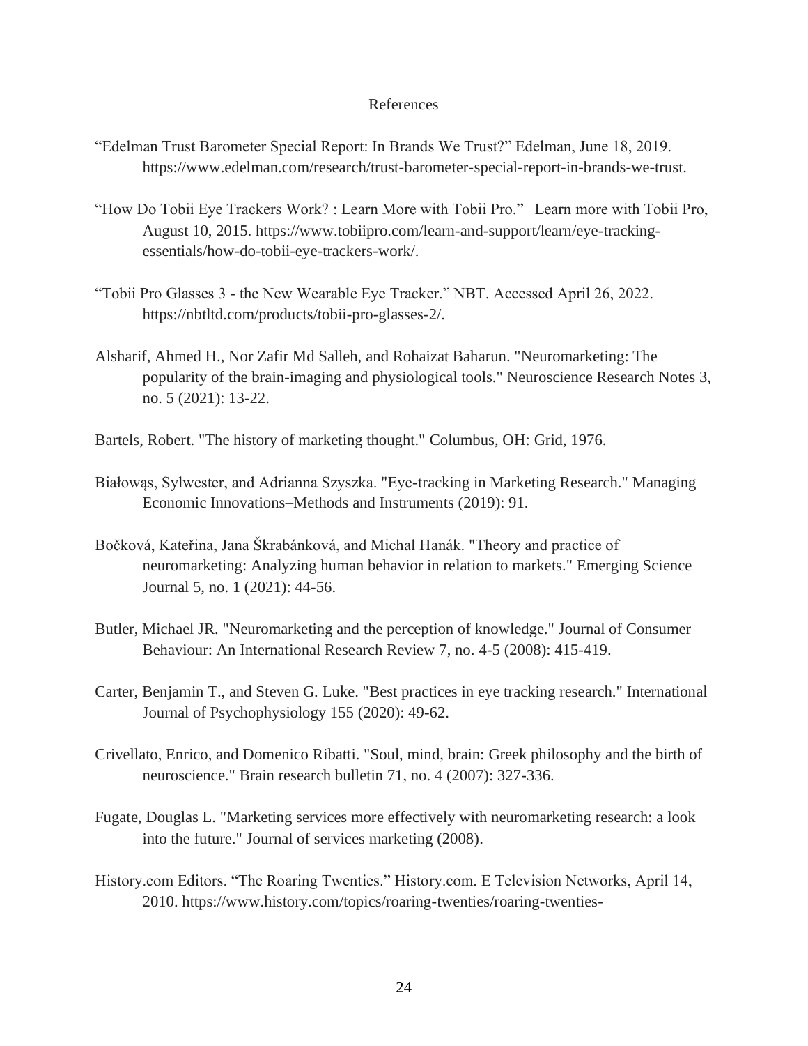# References

"Edelman Trust Barometer Special Report: In Brands We Trust?" Edelman, June 18, 2019. https://www.edelman.com/research/trust-barometer-special-report-in-brands-we-trust.

"How Do Tobii Eye Trackers Work? : Learn More with Tobii Pro." | Learn more with Tobii Pro, August 10, 2015. https://www.tobiipro.com/learn-and-support/learn/eye-tracking-essentials/how-do-tobii-eye-trackers-work/.

"Tobii Pro Glasses 3 - the New Wearable Eye Tracker." NBT. Accessed April 26, 2022. https://nbtltd.com/products/tobii-pro-glasses-2/.

Alsharif, Ahmed H., Nor Zafir Md Salleh, and Rohaizat Baharun. "Neuromarketing: The popularity of the brain-imaging and physiological tools." Neuroscience Research Notes 3, no. 5 (2021): 13-22.

Bartels, Robert. "The history of marketing thought." Columbus, OH: Grid, 1976.

Białowąs, Sylwester, and Adrianna Szyszka. "Eye-tracking in Marketing Research." Managing Economic Innovations–Methods and Instruments (2019): 91.

Bočková, Kateřina, Jana Škrabánková, and Michal Hanák. "Theory and practice of neuromarketing: Analyzing human behavior in relation to markets." Emerging Science Journal 5, no. 1 (2021): 44-56.

Butler, Michael JR. "Neuromarketing and the perception of knowledge." Journal of Consumer Behaviour: An International Research Review 7, no. 4-5 (2008): 415-419.

Carter, Benjamin T., and Steven G. Luke. "Best practices in eye tracking research." International Journal of Psychophysiology 155 (2020): 49-62.

Crivellato, Enrico, and Domenico Ribatti. "Soul, mind, brain: Greek philosophy and the birth of neuroscience." Brain research bulletin 71, no. 4 (2007): 327-336.

Fugate, Douglas L. "Marketing services more effectively with neuromarketing research: a look into the future." Journal of services marketing (2008).

History.com Editors. "The Roaring Twenties." History.com. E Television Networks, April 14, 2010. https://www.history.com/topics/roaring-twenties/roaring-twenties-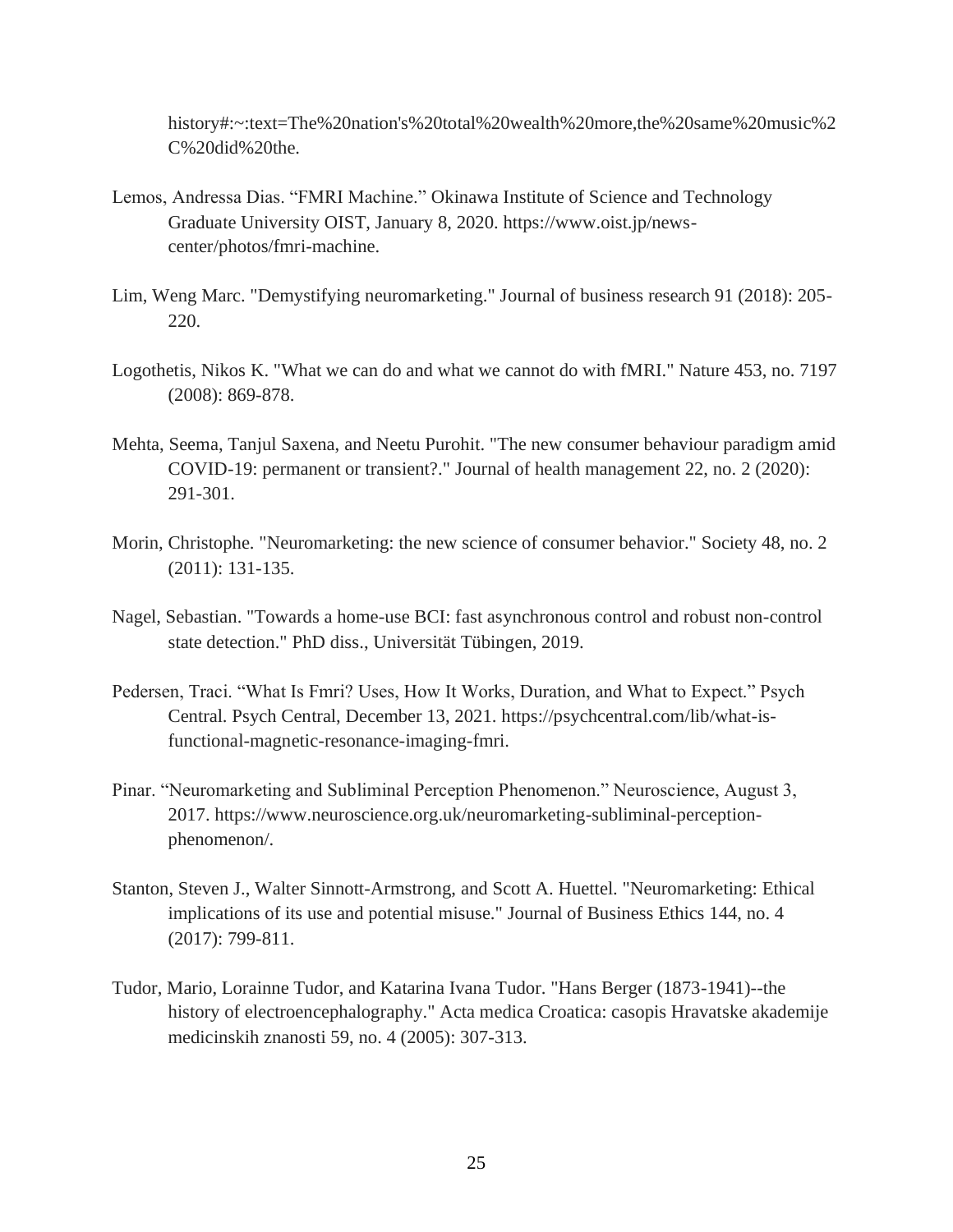history#:~:text=The%20nation's%20total%20wealth%20more,the%20same%20music%2C%20did%20the.

Lemos, Andressa Dias. "FMRI Machine." Okinawa Institute of Science and Technology Graduate University OIST, January 8, 2020. https://www.oist.jp/news-center/photos/fmri-machine.

Lim, Weng Marc. "Demystifying neuromarketing." Journal of business research 91 (2018): 205-220.

Logothetis, Nikos K. "What we can do and what we cannot do with fMRI." Nature 453, no. 7197 (2008): 869-878.

Mehta, Seema, Tanjul Saxena, and Neetu Purohit. "The new consumer behaviour paradigm amid COVID-19: permanent or transient?." Journal of health management 22, no. 2 (2020): 291-301.

Morin, Christophe. "Neuromarketing: the new science of consumer behavior." Society 48, no. 2 (2011): 131-135.

Nagel, Sebastian. "Towards a home-use BCI: fast asynchronous control and robust non-control state detection." PhD diss., Universität Tübingen, 2019.

Pedersen, Traci. "What Is Fmri? Uses, How It Works, Duration, and What to Expect." Psych Central. Psych Central, December 13, 2021. https://psychcentral.com/lib/what-is-functional-magnetic-resonance-imaging-fmri.

Pinar. "Neuromarketing and Subliminal Perception Phenomenon." Neuroscience, August 3, 2017. https://www.neuroscience.org.uk/neuromarketing-subliminal-perception-phenomenon/.

Stanton, Steven J., Walter Sinnott-Armstrong, and Scott A. Huettel. "Neuromarketing: Ethical implications of its use and potential misuse." Journal of Business Ethics 144, no. 4 (2017): 799-811.

Tudor, Mario, Lorainne Tudor, and Katarina Ivana Tudor. "Hans Berger (1873-1941)--the history of electroencephalography." Acta medica Croatica: casopis Hravatske akademije medicinskih znanosti 59, no. 4 (2005): 307-313.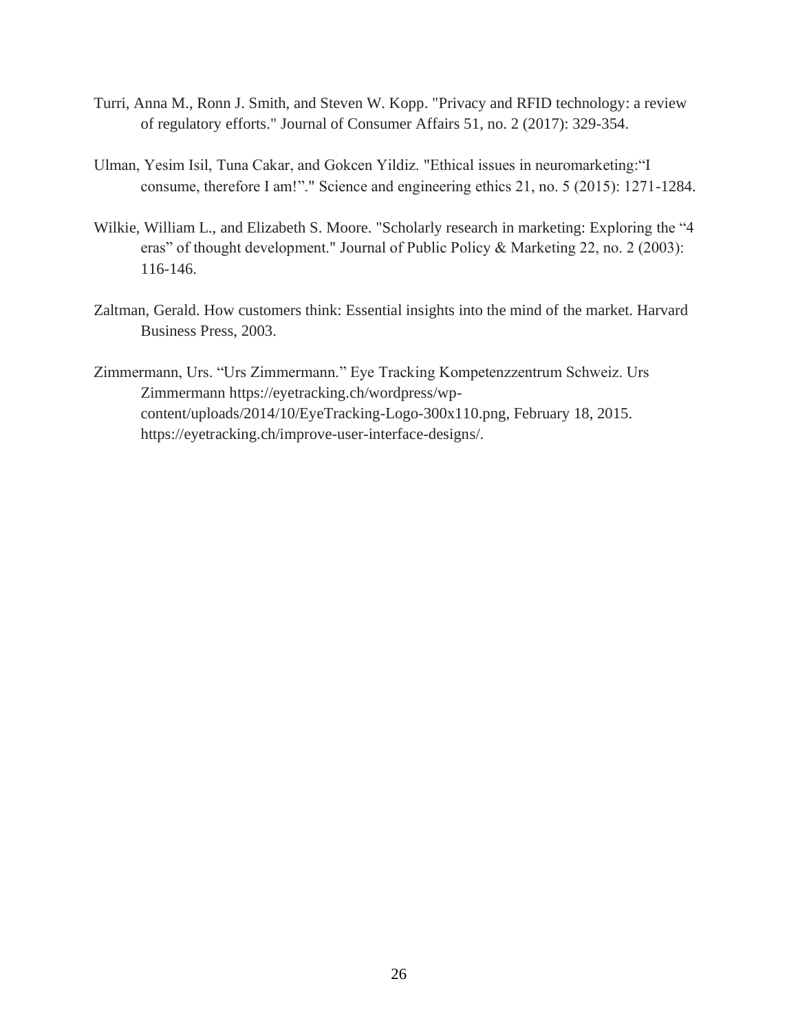Turri, Anna M., Ronn J. Smith, and Steven W. Kopp. "Privacy and RFID technology: a review of regulatory efforts." Journal of Consumer Affairs 51, no. 2 (2017): 329-354.

Ulman, Yesim Isil, Tuna Cakar, and Gokcen Yildiz. "Ethical issues in neuromarketing:“I consume, therefore I am!”." Science and engineering ethics 21, no. 5 (2015): 1271-1284.

Wilkie, William L., and Elizabeth S. Moore. "Scholarly research in marketing: Exploring the “4 eras” of thought development." Journal of Public Policy & Marketing 22, no. 2 (2003): 116-146.

Zaltman, Gerald. How customers think: Essential insights into the mind of the market. Harvard Business Press, 2003.

Zimmermann, Urs. “Urs Zimmermann.” Eye Tracking Kompetenzzentrum Schweiz. Urs Zimmermann https://eyetracking.ch/wordpress/wp-content/uploads/2014/10/EyeTracking-Logo-300x110.png, February 18, 2015. https://eyetracking.ch/improve-user-interface-designs/.